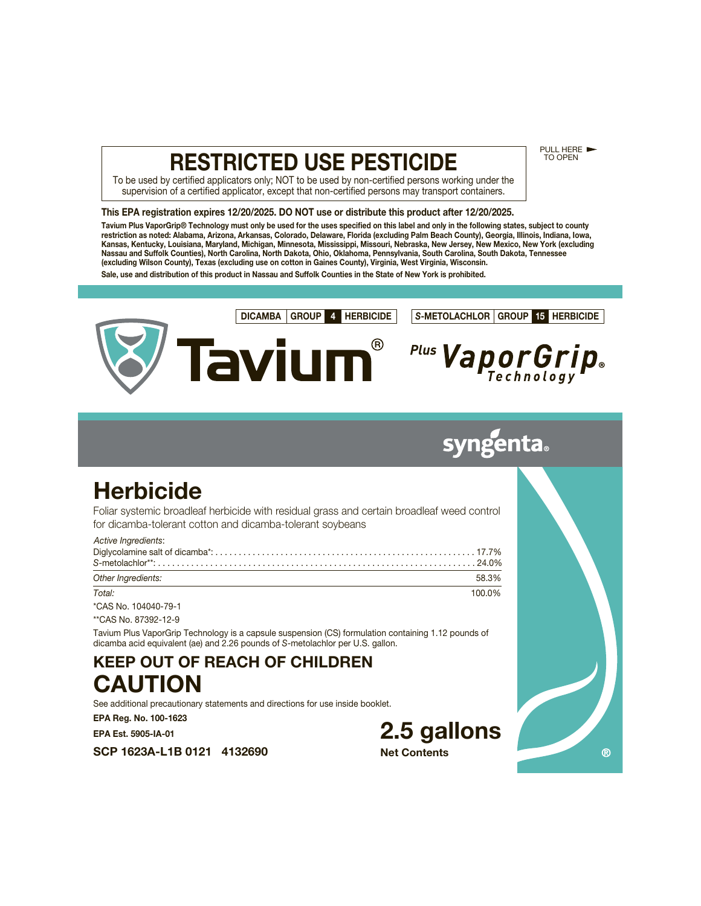PULL HERE ► TO OPEN

# RESTRICTED USE PESTICIDE

To be used by certified applicators only; NOT to be used by non-certified persons working under the supervision of a certified applicator, except that non-certified persons may transport containers.

**This EPA registration expires 12/20/2025. DO NOT use or distribute this product after 12/20/2025.**

**Tavium Plus VaporGrip® Technology must only be used for the uses specified on this label and only in the following states, subject to county restriction as noted: Alabama, Arizona, Arkansas, Colorado, Delaware, Florida (excluding Palm Beach County), Georgia, Illinois, Indiana, Iowa, Kansas, Kentucky, Louisiana, Maryland, Michigan, Minnesota, Mississippi, Missouri, Nebraska, New Jersey, New Mexico, New York (excluding Nassau and Suffolk Counties), North Carolina, North Dakota, Ohio, Oklahoma, Pennsylvania, South Carolina, South Dakota, Tennessee (excluding Wilson County), Texas (excluding use on cotton in Gaines County), Virginia, West Virginia, Wisconsin.**

**Sale, use and distribution of this product in Nassau and Suffolk Counties in the State of New York is prohibited.**

**DICAMBA | GROUP 4 HERBICIDE** | ***S*-METOLACHLOR | GROUP 15 HERBICIDE**

# Tavium® Plus VaporGrip® Technology

syngenta®

# Herbicide

Foliar systemic broadleaf herbicide with residual grass and certain broadleaf weed control for dicamba-tolerant cotton and dicamba-tolerant soybeans

| *Active Ingredients*: | |
|---|---|
| Diglycolamine salt of dicamba*: | 17.7% |
| *S*-metolachlor**: | 24.0% |
| *Other Ingredients:* | 58.3% |
| *Total:* | 100.0% |

*CAS No. 104040-79-1

**CAS No. 87392-12-9

Tavium Plus VaporGrip Technology is a capsule suspension (CS) formulation containing 1.12 pounds of dicamba acid equivalent (ae) and 2.26 pounds of *S*-metolachlor per U.S. gallon.

## KEEP OUT OF REACH OF CHILDREN

# CAUTION

See additional precautionary statements and directions for use inside booklet.

**EPA Reg. No. 100-1623**

**EPA Est. 5905-IA-01**

**SCP 1623A-L1B 0121 4132690**

**2.5 gallons**

**Net Contents**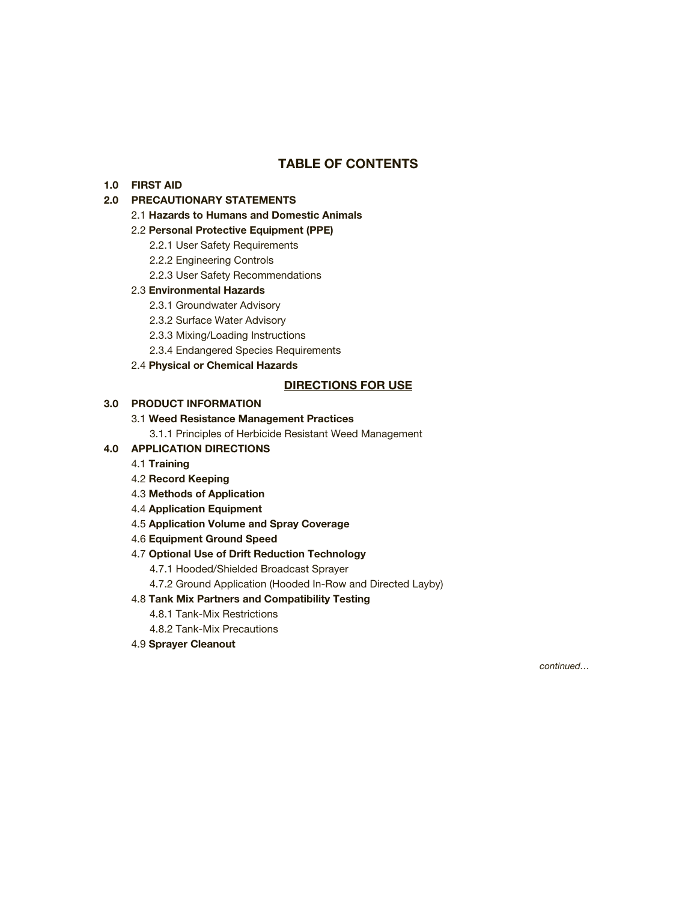## TABLE OF CONTENTS

**1.0 FIRST AID**

**2.0 PRECAUTIONARY STATEMENTS**

- 2.1 **Hazards to Humans and Domestic Animals**
- 2.2 **Personal Protective Equipment (PPE)**
  - 2.2.1 User Safety Requirements
  - 2.2.2 Engineering Controls
  - 2.2.3 User Safety Recommendations
- 2.3 **Environmental Hazards**
  - 2.3.1 Groundwater Advisory
  - 2.3.2 Surface Water Advisory
  - 2.3.3 Mixing/Loading Instructions
  - 2.3.4 Endangered Species Requirements
- 2.4 **Physical or Chemical Hazards**

## DIRECTIONS FOR USE

**3.0 PRODUCT INFORMATION**

- 3.1 **Weed Resistance Management Practices**
  - 3.1.1 Principles of Herbicide Resistant Weed Management

**4.0 APPLICATION DIRECTIONS**

- 4.1 **Training**
- 4.2 **Record Keeping**
- 4.3 **Methods of Application**
- 4.4 **Application Equipment**
- 4.5 **Application Volume and Spray Coverage**
- 4.6 **Equipment Ground Speed**
- 4.7 **Optional Use of Drift Reduction Technology**
  - 4.7.1 Hooded/Shielded Broadcast Sprayer
  - 4.7.2 Ground Application (Hooded In-Row and Directed Layby)
- 4.8 **Tank Mix Partners and Compatibility Testing**
  - 4.8.1 Tank-Mix Restrictions
  - 4.8.2 Tank-Mix Precautions
- 4.9 **Sprayer Cleanout**

*continued…*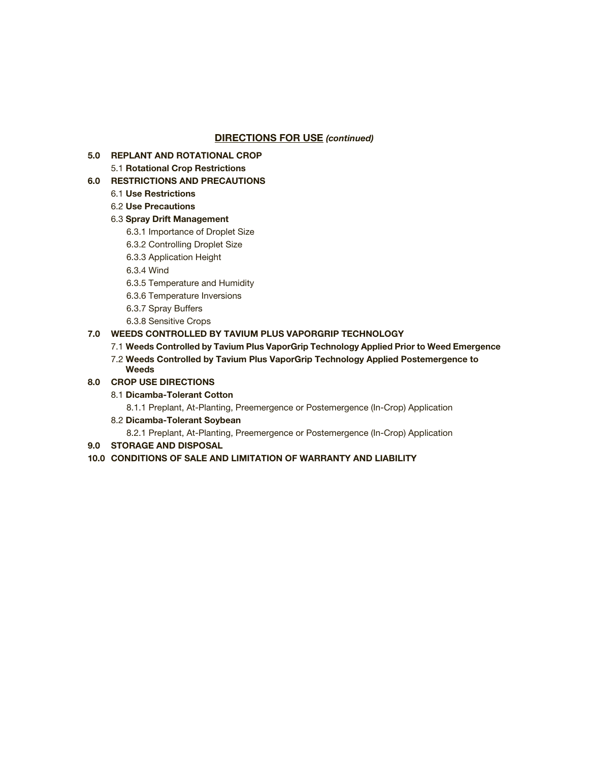## DIRECTIONS FOR USE *(continued)*

**5.0 REPLANT AND ROTATIONAL CROP**

- 5.1 **Rotational Crop Restrictions**

**6.0 RESTRICTIONS AND PRECAUTIONS**

- 6.1 **Use Restrictions**
- 6.2 **Use Precautions**
- 6.3 **Spray Drift Management**
  - 6.3.1 Importance of Droplet Size
  - 6.3.2 Controlling Droplet Size
  - 6.3.3 Application Height
  - 6.3.4 Wind
  - 6.3.5 Temperature and Humidity
  - 6.3.6 Temperature Inversions
  - 6.3.7 Spray Buffers
  - 6.3.8 Sensitive Crops

**7.0 WEEDS CONTROLLED BY TAVIUM PLUS VAPORGRIP TECHNOLOGY**

- 7.1 **Weeds Controlled by Tavium Plus VaporGrip Technology Applied Prior to Weed Emergence**
- 7.2 **Weeds Controlled by Tavium Plus VaporGrip Technology Applied Postemergence to Weeds**

**8.0 CROP USE DIRECTIONS**

- 8.1 **Dicamba-Tolerant Cotton**
  - 8.1.1 Preplant, At-Planting, Preemergence or Postemergence (In-Crop) Application
- 8.2 **Dicamba-Tolerant Soybean**
  - 8.2.1 Preplant, At-Planting, Preemergence or Postemergence (In-Crop) Application

**9.0 STORAGE AND DISPOSAL**

**10.0 CONDITIONS OF SALE AND LIMITATION OF WARRANTY AND LIABILITY**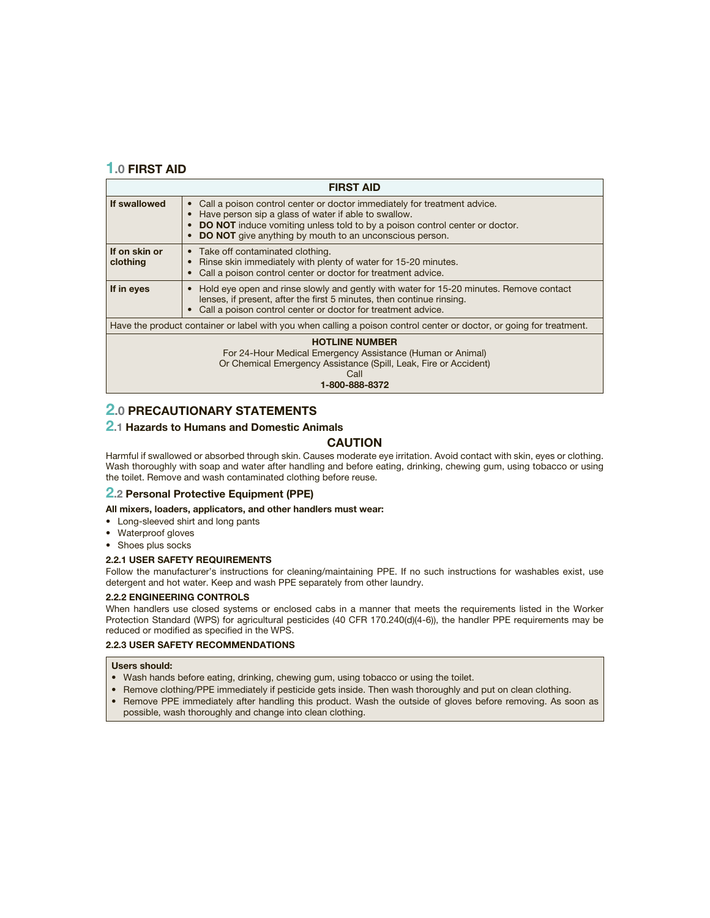## 1.0 FIRST AID

| FIRST AID | |
|---|---|
| **If swallowed** | • Call a poison control center or doctor immediately for treatment advice.<br>• Have person sip a glass of water if able to swallow.<br>• **DO NOT** induce vomiting unless told to by a poison control center or doctor.<br>• **DO NOT** give anything by mouth to an unconscious person. |
| **If on skin or clothing** | • Take off contaminated clothing.<br>• Rinse skin immediately with plenty of water for 15-20 minutes.<br>• Call a poison control center or doctor for treatment advice. |
| **If in eyes** | • Hold eye open and rinse slowly and gently with water for 15-20 minutes. Remove contact lenses, if present, after the first 5 minutes, then continue rinsing.<br>• Call a poison control center or doctor for treatment advice. |
| Have the product container or label with you when calling a poison control center or doctor, or going for treatment. | |
| **HOTLINE NUMBER**<br>For 24-Hour Medical Emergency Assistance (Human or Animal)<br>Or Chemical Emergency Assistance (Spill, Leak, Fire or Accident)<br>Call<br>**1-800-888-8372** | |

## 2.0 PRECAUTIONARY STATEMENTS

### 2.1 Hazards to Humans and Domestic Animals

**CAUTION**

Harmful if swallowed or absorbed through skin. Causes moderate eye irritation. Avoid contact with skin, eyes or clothing. Wash thoroughly with soap and water after handling and before eating, drinking, chewing gum, using tobacco or using the toilet. Remove and wash contaminated clothing before reuse.

### 2.2 Personal Protective Equipment (PPE)

**All mixers, loaders, applicators, and other handlers must wear:**

- Long-sleeved shirt and long pants
- Waterproof gloves
- Shoes plus socks

#### 2.2.1 USER SAFETY REQUIREMENTS

Follow the manufacturer's instructions for cleaning/maintaining PPE. If no such instructions for washables exist, use detergent and hot water. Keep and wash PPE separately from other laundry.

#### 2.2.2 ENGINEERING CONTROLS

When handlers use closed systems or enclosed cabs in a manner that meets the requirements listed in the Worker Protection Standard (WPS) for agricultural pesticides (40 CFR 170.240(d)(4-6)), the handler PPE requirements may be reduced or modified as specified in the WPS.

#### 2.2.3 USER SAFETY RECOMMENDATIONS

**Users should:**

- Wash hands before eating, drinking, chewing gum, using tobacco or using the toilet.
- Remove clothing/PPE immediately if pesticide gets inside. Then wash thoroughly and put on clean clothing.
- Remove PPE immediately after handling this product. Wash the outside of gloves before removing. As soon as possible, wash thoroughly and change into clean clothing.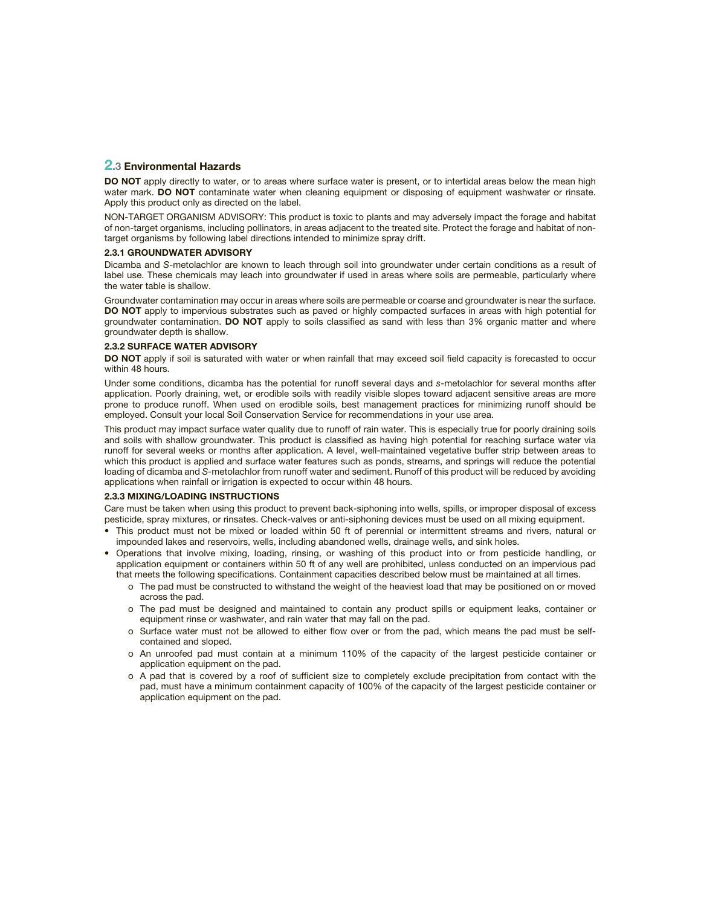## 2.3 Environmental Hazards

**DO NOT** apply directly to water, or to areas where surface water is present, or to intertidal areas below the mean high water mark. **DO NOT** contaminate water when cleaning equipment or disposing of equipment washwater or rinsate. Apply this product only as directed on the label.

NON-TARGET ORGANISM ADVISORY: This product is toxic to plants and may adversely impact the forage and habitat of non-target organisms, including pollinators, in areas adjacent to the treated site. Protect the forage and habitat of non-target organisms by following label directions intended to minimize spray drift.

### 2.3.1 GROUNDWATER ADVISORY

Dicamba and *S*-metolachlor are known to leach through soil into groundwater under certain conditions as a result of label use. These chemicals may leach into groundwater if used in areas where soils are permeable, particularly where the water table is shallow.

Groundwater contamination may occur in areas where soils are permeable or coarse and groundwater is near the surface. **DO NOT** apply to impervious substrates such as paved or highly compacted surfaces in areas with high potential for groundwater contamination. **DO NOT** apply to soils classified as sand with less than 3% organic matter and where groundwater depth is shallow.

### 2.3.2 SURFACE WATER ADVISORY

**DO NOT** apply if soil is saturated with water or when rainfall that may exceed soil field capacity is forecasted to occur within 48 hours.

Under some conditions, dicamba has the potential for runoff several days and *s*-metolachlor for several months after application. Poorly draining, wet, or erodible soils with readily visible slopes toward adjacent sensitive areas are more prone to produce runoff. When used on erodible soils, best management practices for minimizing runoff should be employed. Consult your local Soil Conservation Service for recommendations in your use area.

This product may impact surface water quality due to runoff of rain water. This is especially true for poorly draining soils and soils with shallow groundwater. This product is classified as having high potential for reaching surface water via runoff for several weeks or months after application. A level, well-maintained vegetative buffer strip between areas to which this product is applied and surface water features such as ponds, streams, and springs will reduce the potential loading of dicamba and *S*-metolachlor from runoff water and sediment. Runoff of this product will be reduced by avoiding applications when rainfall or irrigation is expected to occur within 48 hours.

### 2.3.3 MIXING/LOADING INSTRUCTIONS

Care must be taken when using this product to prevent back-siphoning into wells, spills, or improper disposal of excess pesticide, spray mixtures, or rinsates. Check-valves or anti-siphoning devices must be used on all mixing equipment.

- This product must not be mixed or loaded within 50 ft of perennial or intermittent streams and rivers, natural or impounded lakes and reservoirs, wells, including abandoned wells, drainage wells, and sink holes.
- Operations that involve mixing, loading, rinsing, or washing of this product into or from pesticide handling, or application equipment or containers within 50 ft of any well are prohibited, unless conducted on an impervious pad that meets the following specifications. Containment capacities described below must be maintained at all times.
  - The pad must be constructed to withstand the weight of the heaviest load that may be positioned on or moved across the pad.
  - The pad must be designed and maintained to contain any product spills or equipment leaks, container or equipment rinse or washwater, and rain water that may fall on the pad.
  - Surface water must not be allowed to either flow over or from the pad, which means the pad must be self-contained and sloped.
  - An unroofed pad must contain at a minimum 110% of the capacity of the largest pesticide container or application equipment on the pad.
  - A pad that is covered by a roof of sufficient size to completely exclude precipitation from contact with the pad, must have a minimum containment capacity of 100% of the capacity of the largest pesticide container or application equipment on the pad.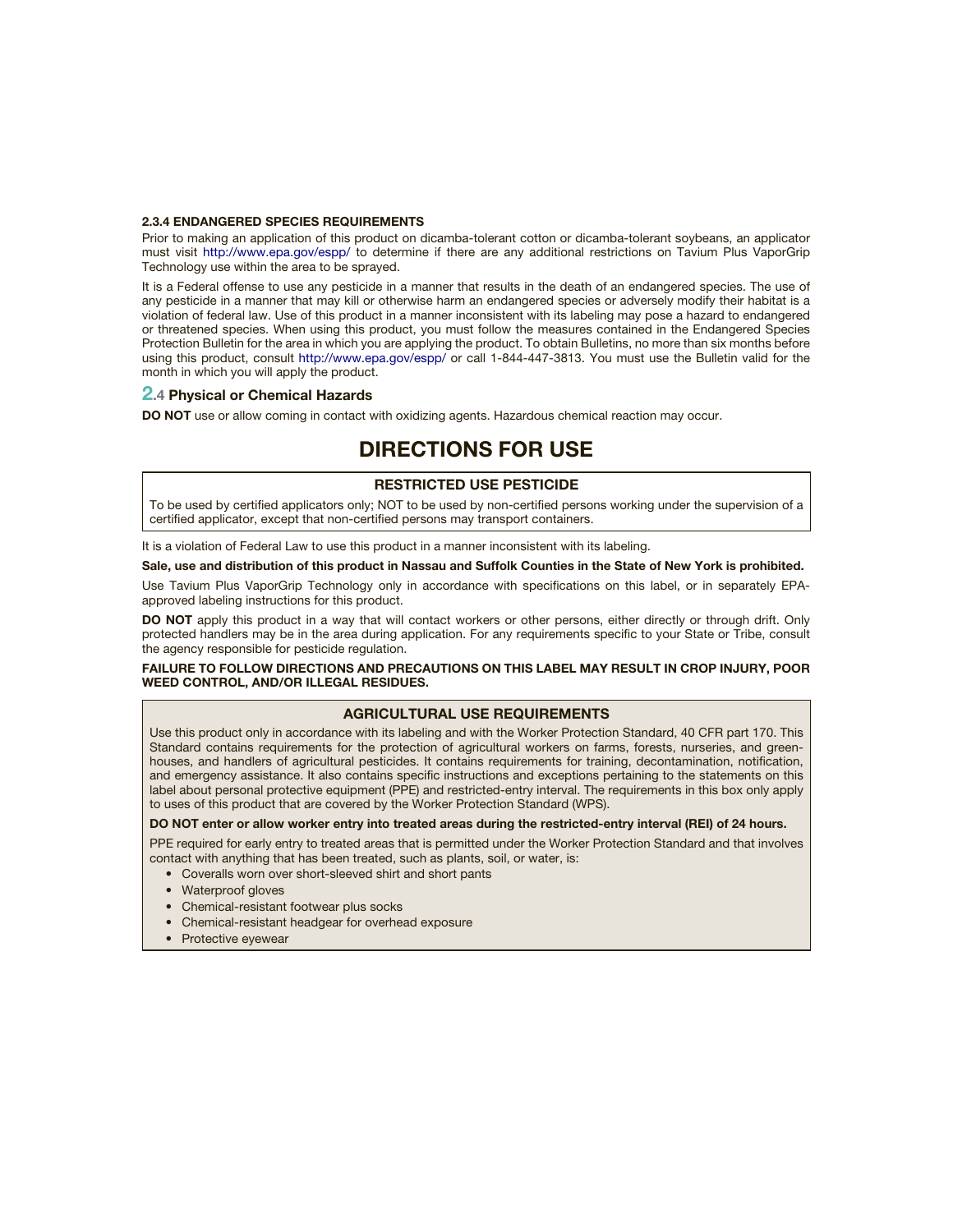#### 2.3.4 ENDANGERED SPECIES REQUIREMENTS

Prior to making an application of this product on dicamba-tolerant cotton or dicamba-tolerant soybeans, an applicator must visit http://www.epa.gov/espp/ to determine if there are any additional restrictions on Tavium Plus VaporGrip Technology use within the area to be sprayed.

It is a Federal offense to use any pesticide in a manner that results in the death of an endangered species. The use of any pesticide in a manner that may kill or otherwise harm an endangered species or adversely modify their habitat is a violation of federal law. Use of this product in a manner inconsistent with its labeling may pose a hazard to endangered or threatened species. When using this product, you must follow the measures contained in the Endangered Species Protection Bulletin for the area in which you are applying the product. To obtain Bulletins, no more than six months before using this product, consult http://www.epa.gov/espp/ or call 1-844-447-3813. You must use the Bulletin valid for the month in which you will apply the product.

### 2.4 Physical or Chemical Hazards

**DO NOT** use or allow coming in contact with oxidizing agents. Hazardous chemical reaction may occur.

# DIRECTIONS FOR USE

**RESTRICTED USE PESTICIDE**

To be used by certified applicators only; NOT to be used by non-certified persons working under the supervision of a certified applicator, except that non-certified persons may transport containers.

It is a violation of Federal Law to use this product in a manner inconsistent with its labeling.

**Sale, use and distribution of this product in Nassau and Suffolk Counties in the State of New York is prohibited.**

Use Tavium Plus VaporGrip Technology only in accordance with specifications on this label, or in separately EPA-approved labeling instructions for this product.

**DO NOT** apply this product in a way that will contact workers or other persons, either directly or through drift. Only protected handlers may be in the area during application. For any requirements specific to your State or Tribe, consult the agency responsible for pesticide regulation.

**FAILURE TO FOLLOW DIRECTIONS AND PRECAUTIONS ON THIS LABEL MAY RESULT IN CROP INJURY, POOR WEED CONTROL, AND/OR ILLEGAL RESIDUES.**

**AGRICULTURAL USE REQUIREMENTS**

Use this product only in accordance with its labeling and with the Worker Protection Standard, 40 CFR part 170. This Standard contains requirements for the protection of agricultural workers on farms, forests, nurseries, and greenhouses, and handlers of agricultural pesticides. It contains requirements for training, decontamination, notification, and emergency assistance. It also contains specific instructions and exceptions pertaining to the statements on this label about personal protective equipment (PPE) and restricted-entry interval. The requirements in this box only apply to uses of this product that are covered by the Worker Protection Standard (WPS).

**DO NOT enter or allow worker entry into treated areas during the restricted-entry interval (REI) of 24 hours.**

PPE required for early entry to treated areas that is permitted under the Worker Protection Standard and that involves contact with anything that has been treated, such as plants, soil, or water, is:

- Coveralls worn over short-sleeved shirt and short pants
- Waterproof gloves
- Chemical-resistant footwear plus socks
- Chemical-resistant headgear for overhead exposure
- Protective eyewear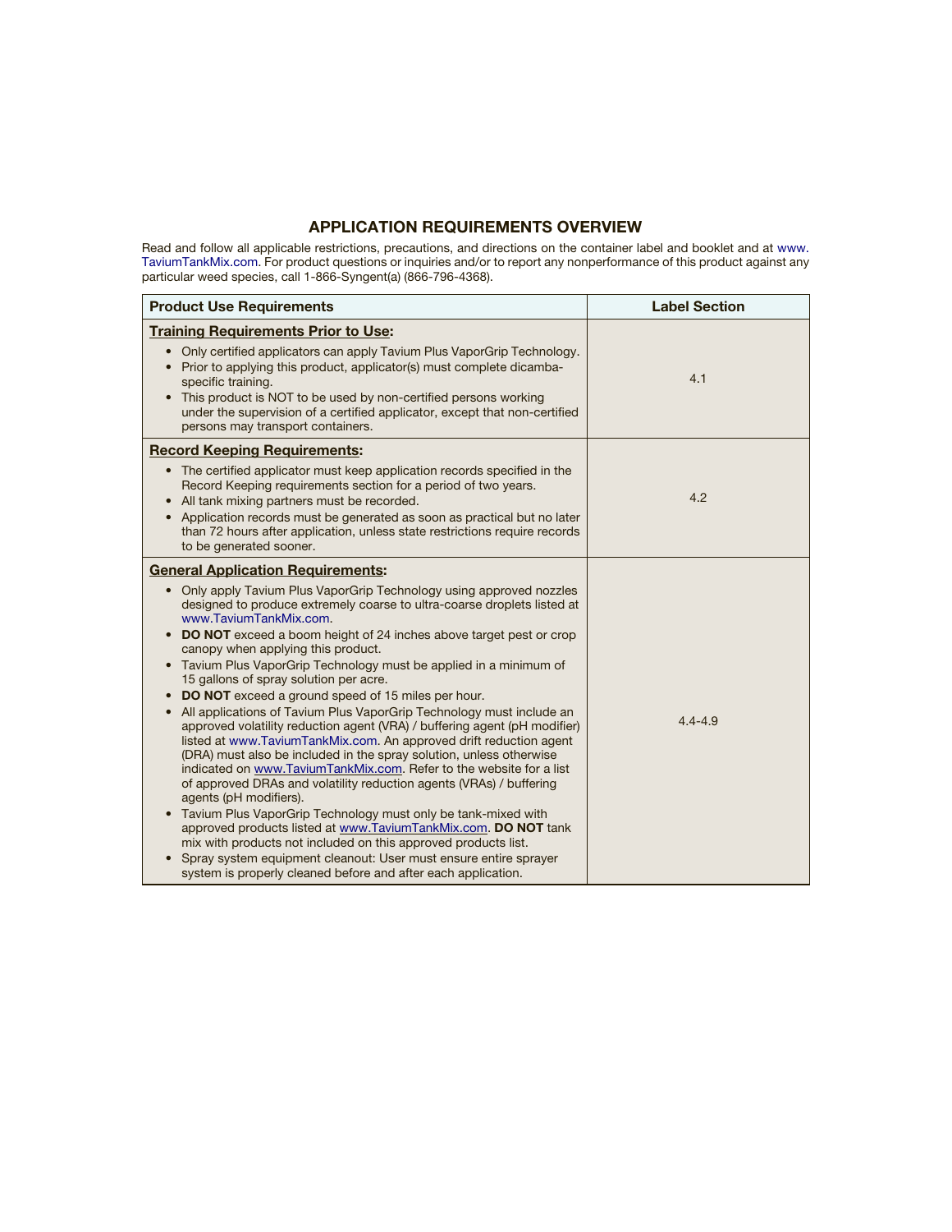## APPLICATION REQUIREMENTS OVERVIEW

Read and follow all applicable restrictions, precautions, and directions on the container label and booklet and at www.TaviumTankMix.com. For product questions or inquiries and/or to report any nonperformance of this product against any particular weed species, call 1-866-Syngent(a) (866-796-4368).

| Product Use Requirements | Label Section |
|---|---|
| **Training Requirements Prior to Use:**<br>• Only certified applicators can apply Tavium Plus VaporGrip Technology.<br>• Prior to applying this product, applicator(s) must complete dicamba-specific training.<br>• This product is NOT to be used by non-certified persons working under the supervision of a certified applicator, except that non-certified persons may transport containers. | 4.1 |
| **Record Keeping Requirements:**<br>• The certified applicator must keep application records specified in the Record Keeping requirements section for a period of two years.<br>• All tank mixing partners must be recorded.<br>• Application records must be generated as soon as practical but no later than 72 hours after application, unless state restrictions require records to be generated sooner. | 4.2 |
| **General Application Requirements:**<br>• Only apply Tavium Plus VaporGrip Technology using approved nozzles designed to produce extremely coarse to ultra-coarse droplets listed at www.TaviumTankMix.com.<br>• **DO NOT** exceed a boom height of 24 inches above target pest or crop canopy when applying this product.<br>• Tavium Plus VaporGrip Technology must be applied in a minimum of 15 gallons of spray solution per acre.<br>• **DO NOT** exceed a ground speed of 15 miles per hour.<br>• All applications of Tavium Plus VaporGrip Technology must include an approved volatility reduction agent (VRA) / buffering agent (pH modifier) listed at www.TaviumTankMix.com. An approved drift reduction agent (DRA) must also be included in the spray solution, unless otherwise indicated on www.TaviumTankMix.com. Refer to the website for a list of approved DRAs and volatility reduction agents (VRAs) / buffering agents (pH modifiers).<br>• Tavium Plus VaporGrip Technology must only be tank-mixed with approved products listed at www.TaviumTankMix.com. **DO NOT** tank mix with products not included on this approved products list.<br>• Spray system equipment cleanout: User must ensure entire sprayer system is properly cleaned before and after each application. | 4.4-4.9 |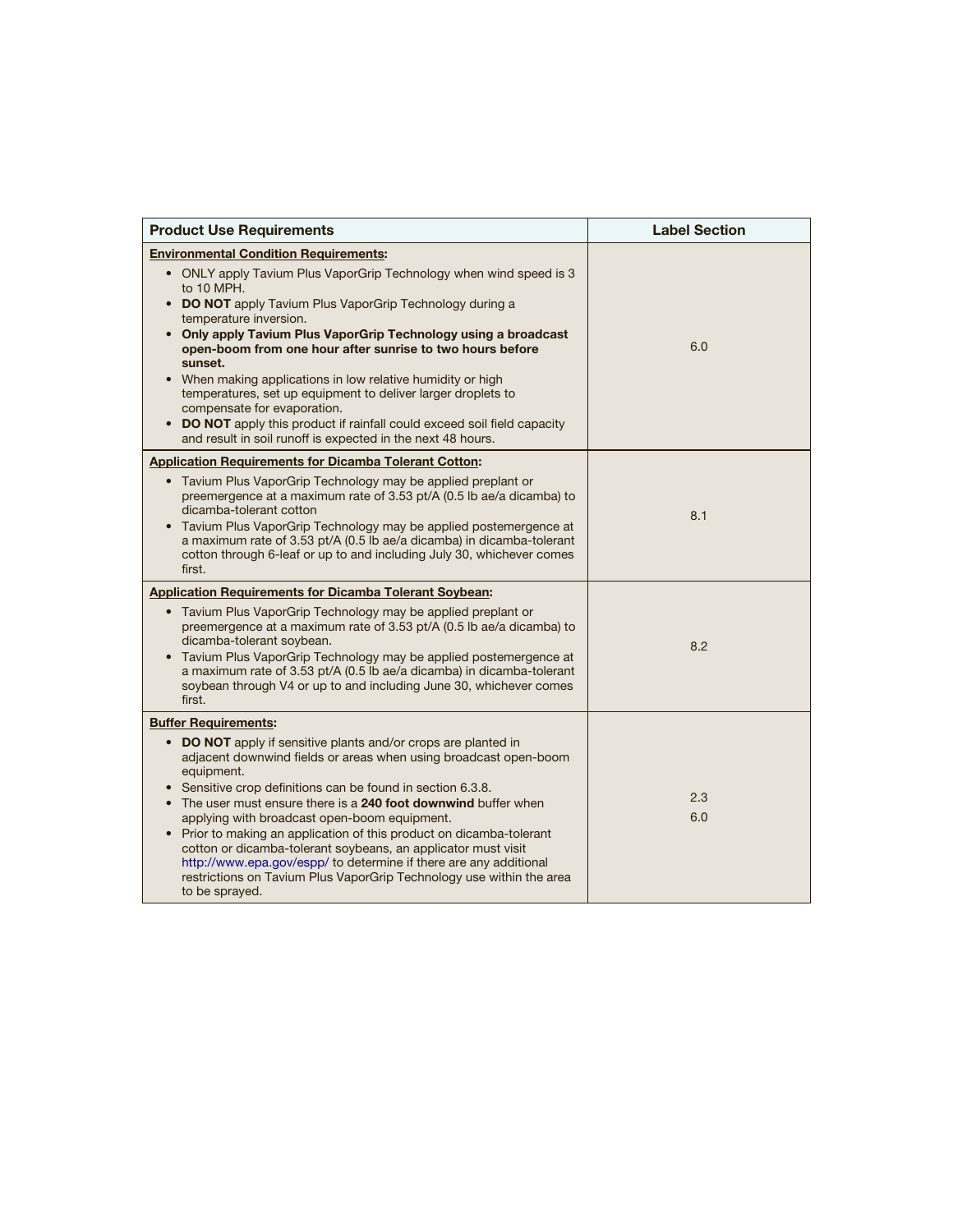| Product Use Requirements | Label Section |
|---|---|
| **<u>Environmental Condition Requirements</u>:**<br>• ONLY apply Tavium Plus VaporGrip Technology when wind speed is 3 to 10 MPH.<br>• **DO NOT** apply Tavium Plus VaporGrip Technology during a temperature inversion.<br>• **Only apply Tavium Plus VaporGrip Technology using a broadcast open-boom from one hour after sunrise to two hours before sunset.**<br>• When making applications in low relative humidity or high temperatures, set up equipment to deliver larger droplets to compensate for evaporation.<br>• **DO NOT** apply this product if rainfall could exceed soil field capacity and result in soil runoff is expected in the next 48 hours. | 6.0 |
| **<u>Application Requirements for Dicamba Tolerant Cotton</u>:**<br>• Tavium Plus VaporGrip Technology may be applied preplant or preemergence at a maximum rate of 3.53 pt/A (0.5 lb ae/a dicamba) to dicamba-tolerant cotton<br>• Tavium Plus VaporGrip Technology may be applied postemergence at a maximum rate of 3.53 pt/A (0.5 lb ae/a dicamba) in dicamba-tolerant cotton through 6-leaf or up to and including July 30, whichever comes first. | 8.1 |
| **<u>Application Requirements for Dicamba Tolerant Soybean</u>:**<br>• Tavium Plus VaporGrip Technology may be applied preplant or preemergence at a maximum rate of 3.53 pt/A (0.5 lb ae/a dicamba) to dicamba-tolerant soybean.<br>• Tavium Plus VaporGrip Technology may be applied postemergence at a maximum rate of 3.53 pt/A (0.5 lb ae/a dicamba) in dicamba-tolerant soybean through V4 or up to and including June 30, whichever comes first. | 8.2 |
| **<u>Buffer Requirements</u>:**<br>• **DO NOT** apply if sensitive plants and/or crops are planted in adjacent downwind fields or areas when using broadcast open-boom equipment.<br>• Sensitive crop definitions can be found in section 6.3.8.<br>• The user must ensure there is a **240 foot downwind** buffer when applying with broadcast open-boom equipment.<br>• Prior to making an application of this product on dicamba-tolerant cotton or dicamba-tolerant soybeans, an applicator must visit http://www.epa.gov/espp/ to determine if there are any additional restrictions on Tavium Plus VaporGrip Technology use within the area to be sprayed. | 2.3<br>6.0 |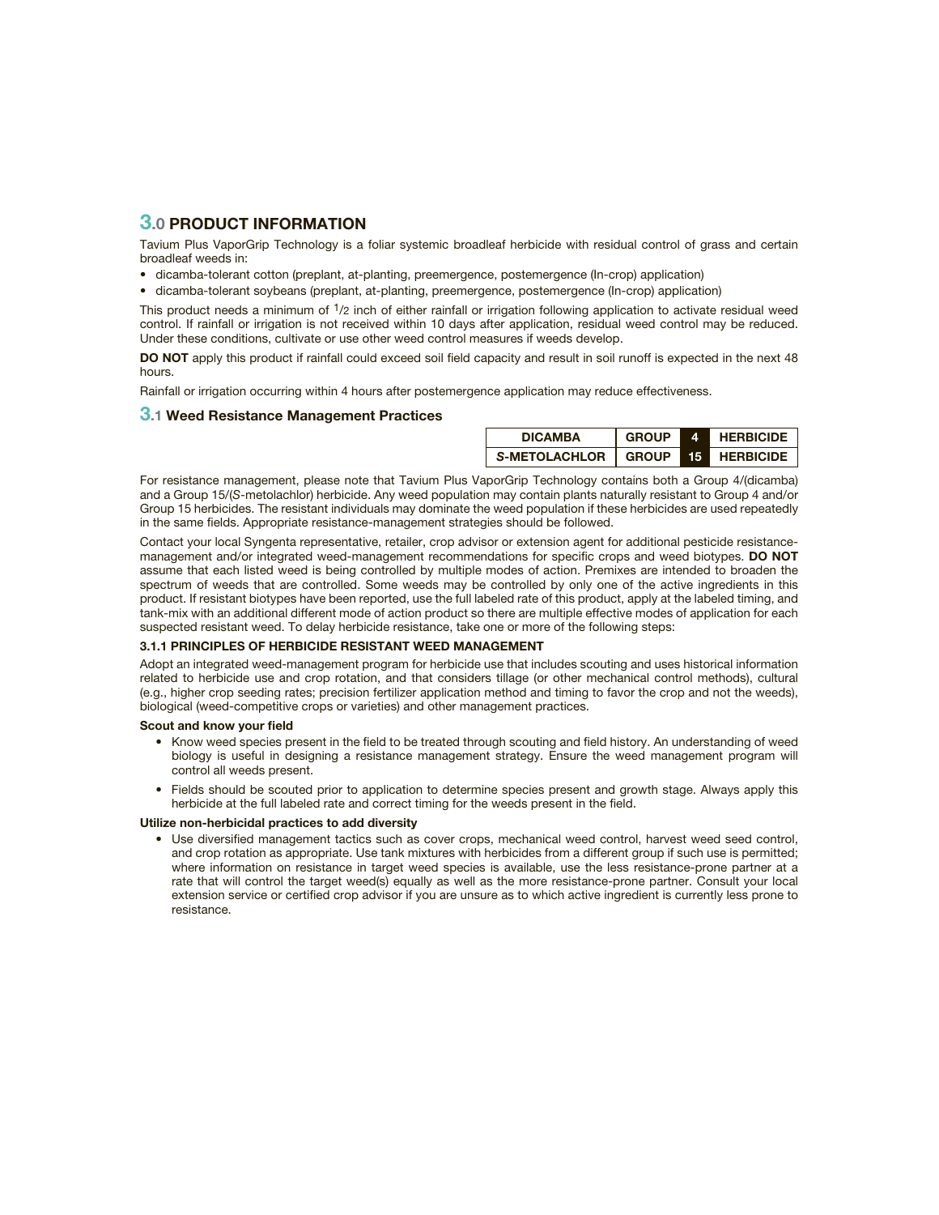## 3.0 PRODUCT INFORMATION

Tavium Plus VaporGrip Technology is a foliar systemic broadleaf herbicide with residual control of grass and certain broadleaf weeds in:

- dicamba-tolerant cotton (preplant, at-planting, preemergence, postemergence (In-crop) application)
- dicamba-tolerant soybeans (preplant, at-planting, preemergence, postemergence (In-crop) application)

This product needs a minimum of 1/2 inch of either rainfall or irrigation following application to activate residual weed control. If rainfall or irrigation is not received within 10 days after application, residual weed control may be reduced. Under these conditions, cultivate or use other weed control measures if weeds develop.

**DO NOT** apply this product if rainfall could exceed soil field capacity and result in soil runoff is expected in the next 48 hours.

Rainfall or irrigation occurring within 4 hours after postemergence application may reduce effectiveness.

### 3.1 Weed Resistance Management Practices

| DICAMBA | GROUP | 4 | HERBICIDE |
|---|---|---|---|
| *S*-METOLACHLOR | GROUP | 15 | HERBICIDE |

For resistance management, please note that Tavium Plus VaporGrip Technology contains both a Group 4/(dicamba) and a Group 15/(*S*-metolachlor) herbicide. Any weed population may contain plants naturally resistant to Group 4 and/or Group 15 herbicides. The resistant individuals may dominate the weed population if these herbicides are used repeatedly in the same fields. Appropriate resistance-management strategies should be followed.

Contact your local Syngenta representative, retailer, crop advisor or extension agent for additional pesticide resistance-management and/or integrated weed-management recommendations for specific crops and weed biotypes. **DO NOT** assume that each listed weed is being controlled by multiple modes of action. Premixes are intended to broaden the spectrum of weeds that are controlled. Some weeds may be controlled by only one of the active ingredients in this product. If resistant biotypes have been reported, use the full labeled rate of this product, apply at the labeled timing, and tank-mix with an additional different mode of action product so there are multiple effective modes of application for each suspected resistant weed. To delay herbicide resistance, take one or more of the following steps:

#### 3.1.1 PRINCIPLES OF HERBICIDE RESISTANT WEED MANAGEMENT

Adopt an integrated weed-management program for herbicide use that includes scouting and uses historical information related to herbicide use and crop rotation, and that considers tillage (or other mechanical control methods), cultural (e.g., higher crop seeding rates; precision fertilizer application method and timing to favor the crop and not the weeds), biological (weed-competitive crops or varieties) and other management practices.

**Scout and know your field**

- Know weed species present in the field to be treated through scouting and field history. An understanding of weed biology is useful in designing a resistance management strategy. Ensure the weed management program will control all weeds present.
- Fields should be scouted prior to application to determine species present and growth stage. Always apply this herbicide at the full labeled rate and correct timing for the weeds present in the field.

**Utilize non-herbicidal practices to add diversity**

- Use diversified management tactics such as cover crops, mechanical weed control, harvest weed seed control, and crop rotation as appropriate. Use tank mixtures with herbicides from a different group if such use is permitted; where information on resistance in target weed species is available, use the less resistance-prone partner at a rate that will control the target weed(s) equally as well as the more resistance-prone partner. Consult your local extension service or certified crop advisor if you are unsure as to which active ingredient is currently less prone to resistance.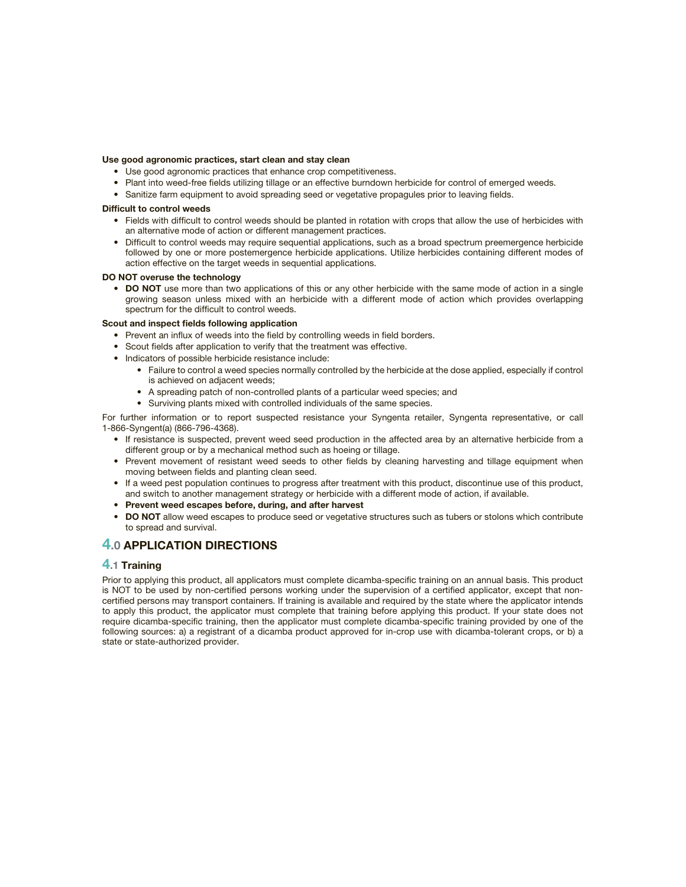**Use good agronomic practices, start clean and stay clean**

- Use good agronomic practices that enhance crop competitiveness.
- Plant into weed-free fields utilizing tillage or an effective burndown herbicide for control of emerged weeds.
- Sanitize farm equipment to avoid spreading seed or vegetative propagules prior to leaving fields.

**Difficult to control weeds**

- Fields with difficult to control weeds should be planted in rotation with crops that allow the use of herbicides with an alternative mode of action or different management practices.
- Difficult to control weeds may require sequential applications, such as a broad spectrum preemergence herbicide followed by one or more postemergence herbicide applications. Utilize herbicides containing different modes of action effective on the target weeds in sequential applications.

**DO NOT overuse the technology**

- **DO NOT** use more than two applications of this or any other herbicide with the same mode of action in a single growing season unless mixed with an herbicide with a different mode of action which provides overlapping spectrum for the difficult to control weeds.

**Scout and inspect fields following application**

- Prevent an influx of weeds into the field by controlling weeds in field borders.
- Scout fields after application to verify that the treatment was effective.
- Indicators of possible herbicide resistance include:
  - Failure to control a weed species normally controlled by the herbicide at the dose applied, especially if control is achieved on adjacent weeds;
  - A spreading patch of non-controlled plants of a particular weed species; and
  - Surviving plants mixed with controlled individuals of the same species.

For further information or to report suspected resistance your Syngenta retailer, Syngenta representative, or call 1-866-Syngent(a) (866-796-4368).

- If resistance is suspected, prevent weed seed production in the affected area by an alternative herbicide from a different group or by a mechanical method such as hoeing or tillage.
- Prevent movement of resistant weed seeds to other fields by cleaning harvesting and tillage equipment when moving between fields and planting clean seed.
- If a weed pest population continues to progress after treatment with this product, discontinue use of this product, and switch to another management strategy or herbicide with a different mode of action, if available.
- **Prevent weed escapes before, during, and after harvest**
- **DO NOT** allow weed escapes to produce seed or vegetative structures such as tubers or stolons which contribute to spread and survival.

## 4.0 APPLICATION DIRECTIONS

### 4.1 Training

Prior to applying this product, all applicators must complete dicamba-specific training on an annual basis. This product is NOT to be used by non-certified persons working under the supervision of a certified applicator, except that non-certified persons may transport containers. If training is available and required by the state where the applicator intends to apply this product, the applicator must complete that training before applying this product. If your state does not require dicamba-specific training, then the applicator must complete dicamba-specific training provided by one of the following sources: a) a registrant of a dicamba product approved for in-crop use with dicamba-tolerant crops, or b) a state or state-authorized provider.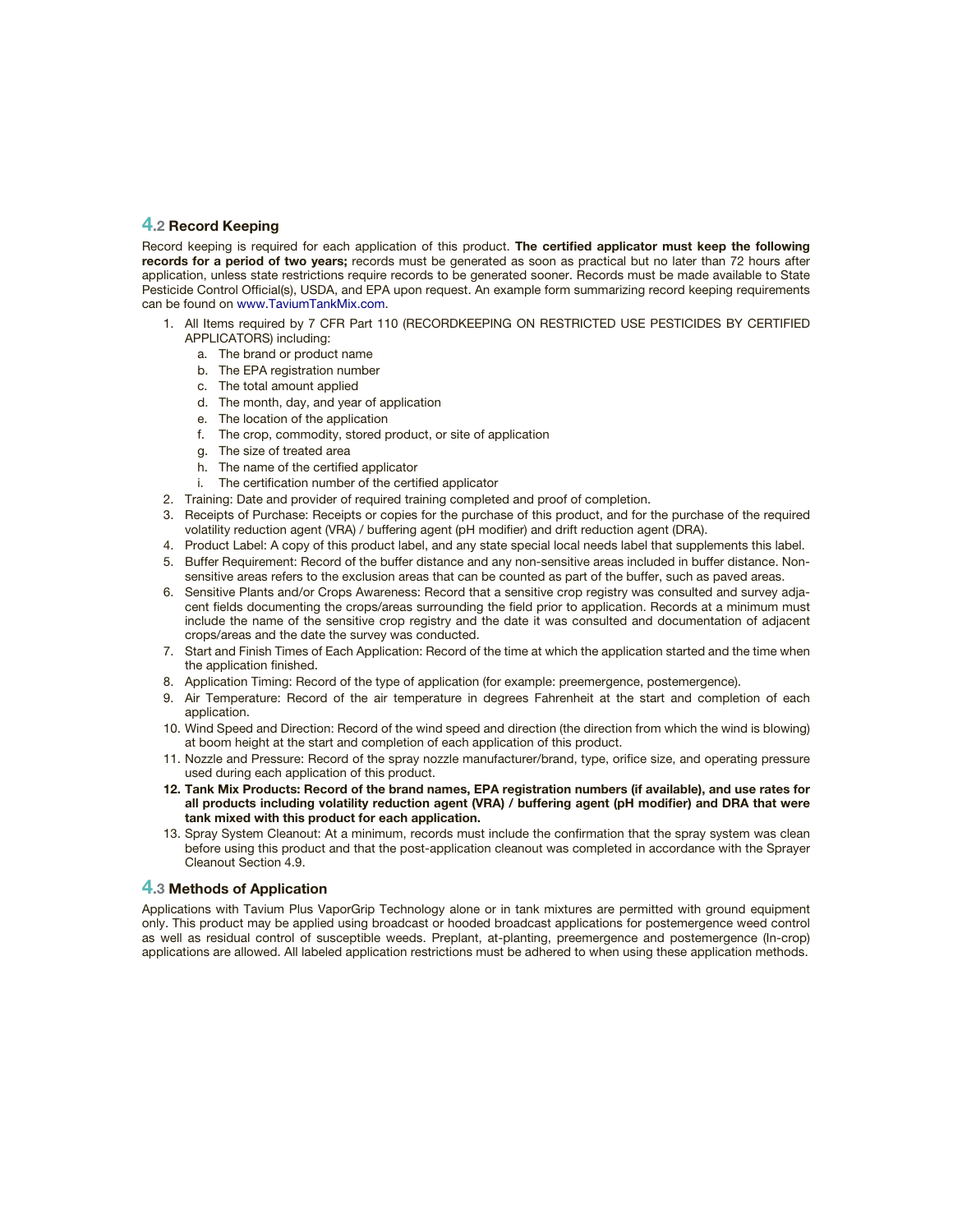## 4.2 Record Keeping

Record keeping is required for each application of this product. **The certified applicator must keep the following records for a period of two years;** records must be generated as soon as practical but no later than 72 hours after application, unless state restrictions require records to be generated sooner. Records must be made available to State Pesticide Control Official(s), USDA, and EPA upon request. An example form summarizing record keeping requirements can be found on www.TaviumTankMix.com.

1. All Items required by 7 CFR Part 110 (RECORDKEEPING ON RESTRICTED USE PESTICIDES BY CERTIFIED APPLICATORS) including:
   a. The brand or product name
   b. The EPA registration number
   c. The total amount applied
   d. The month, day, and year of application
   e. The location of the application
   f. The crop, commodity, stored product, or site of application
   g. The size of treated area
   h. The name of the certified applicator
   i. The certification number of the certified applicator
2. Training: Date and provider of required training completed and proof of completion.
3. Receipts of Purchase: Receipts or copies for the purchase of this product, and for the purchase of the required volatility reduction agent (VRA) / buffering agent (pH modifier) and drift reduction agent (DRA).
4. Product Label: A copy of this product label, and any state special local needs label that supplements this label.
5. Buffer Requirement: Record of the buffer distance and any non-sensitive areas included in buffer distance. Non-sensitive areas refers to the exclusion areas that can be counted as part of the buffer, such as paved areas.
6. Sensitive Plants and/or Crops Awareness: Record that a sensitive crop registry was consulted and survey adjacent fields documenting the crops/areas surrounding the field prior to application. Records at a minimum must include the name of the sensitive crop registry and the date it was consulted and documentation of adjacent crops/areas and the date the survey was conducted.
7. Start and Finish Times of Each Application: Record of the time at which the application started and the time when the application finished.
8. Application Timing: Record of the type of application (for example: preemergence, postemergence).
9. Air Temperature: Record of the air temperature in degrees Fahrenheit at the start and completion of each application.
10. Wind Speed and Direction: Record of the wind speed and direction (the direction from which the wind is blowing) at boom height at the start and completion of each application of this product.
11. Nozzle and Pressure: Record of the spray nozzle manufacturer/brand, type, orifice size, and operating pressure used during each application of this product.
12. **Tank Mix Products: Record of the brand names, EPA registration numbers (if available), and use rates for all products including volatility reduction agent (VRA) / buffering agent (pH modifier) and DRA that were tank mixed with this product for each application.**
13. Spray System Cleanout: At a minimum, records must include the confirmation that the spray system was clean before using this product and that the post-application cleanout was completed in accordance with the Sprayer Cleanout Section 4.9.

## 4.3 Methods of Application

Applications with Tavium Plus VaporGrip Technology alone or in tank mixtures are permitted with ground equipment only. This product may be applied using broadcast or hooded broadcast applications for postemergence weed control as well as residual control of susceptible weeds. Preplant, at-planting, preemergence and postemergence (In-crop) applications are allowed. All labeled application restrictions must be adhered to when using these application methods.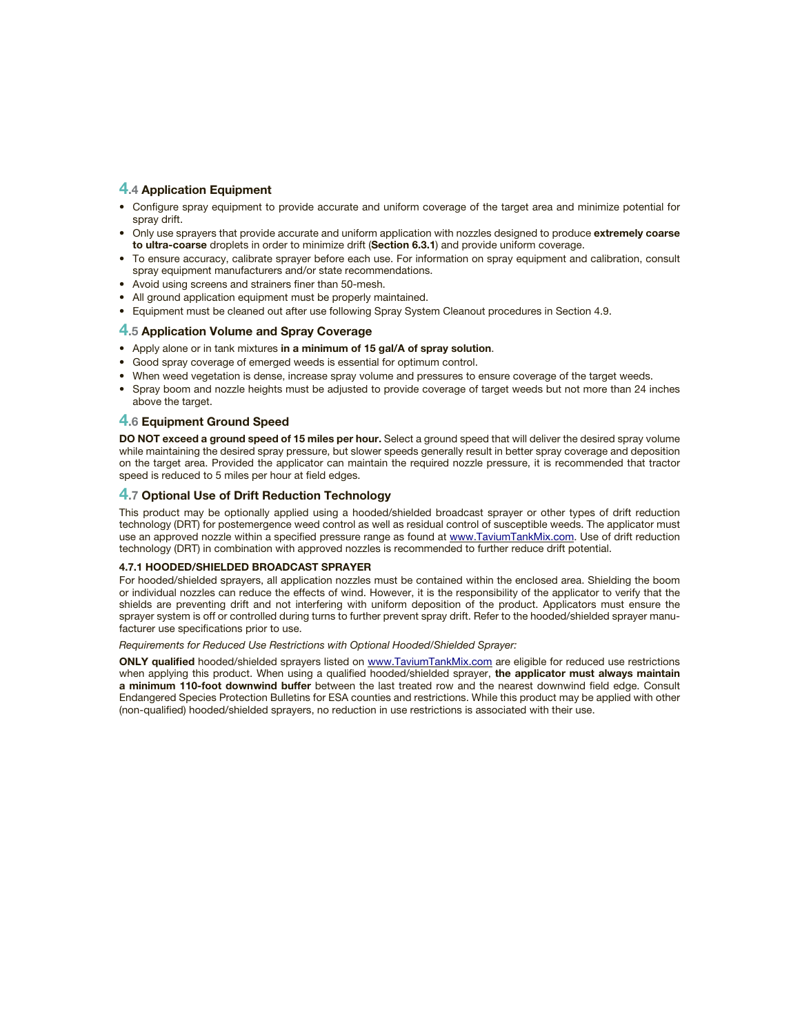## 4.4 Application Equipment

- Configure spray equipment to provide accurate and uniform coverage of the target area and minimize potential for spray drift.
- Only use sprayers that provide accurate and uniform application with nozzles designed to produce **extremely coarse to ultra-coarse** droplets in order to minimize drift (**Section 6.3.1**) and provide uniform coverage.
- To ensure accuracy, calibrate sprayer before each use. For information on spray equipment and calibration, consult spray equipment manufacturers and/or state recommendations.
- Avoid using screens and strainers finer than 50-mesh.
- All ground application equipment must be properly maintained.
- Equipment must be cleaned out after use following Spray System Cleanout procedures in Section 4.9.

## 4.5 Application Volume and Spray Coverage

- Apply alone or in tank mixtures **in a minimum of 15 gal/A of spray solution**.
- Good spray coverage of emerged weeds is essential for optimum control.
- When weed vegetation is dense, increase spray volume and pressures to ensure coverage of the target weeds.
- Spray boom and nozzle heights must be adjusted to provide coverage of target weeds but not more than 24 inches above the target.

## 4.6 Equipment Ground Speed

**DO NOT exceed a ground speed of 15 miles per hour.** Select a ground speed that will deliver the desired spray volume while maintaining the desired spray pressure, but slower speeds generally result in better spray coverage and deposition on the target area. Provided the applicator can maintain the required nozzle pressure, it is recommended that tractor speed is reduced to 5 miles per hour at field edges.

## 4.7 Optional Use of Drift Reduction Technology

This product may be optionally applied using a hooded/shielded broadcast sprayer or other types of drift reduction technology (DRT) for postemergence weed control as well as residual control of susceptible weeds. The applicator must use an approved nozzle within a specified pressure range as found at www.TaviumTankMix.com. Use of drift reduction technology (DRT) in combination with approved nozzles is recommended to further reduce drift potential.

### 4.7.1 HOODED/SHIELDED BROADCAST SPRAYER

For hooded/shielded sprayers, all application nozzles must be contained within the enclosed area. Shielding the boom or individual nozzles can reduce the effects of wind. However, it is the responsibility of the applicator to verify that the shields are preventing drift and not interfering with uniform deposition of the product. Applicators must ensure the sprayer system is off or controlled during turns to further prevent spray drift. Refer to the hooded/shielded sprayer manufacturer use specifications prior to use.

*Requirements for Reduced Use Restrictions with Optional Hooded/Shielded Sprayer:*

**ONLY qualified** hooded/shielded sprayers listed on www.TaviumTankMix.com are eligible for reduced use restrictions when applying this product. When using a qualified hooded/shielded sprayer, **the applicator must always maintain a minimum 110-foot downwind buffer** between the last treated row and the nearest downwind field edge. Consult Endangered Species Protection Bulletins for ESA counties and restrictions. While this product may be applied with other (non-qualified) hooded/shielded sprayers, no reduction in use restrictions is associated with their use.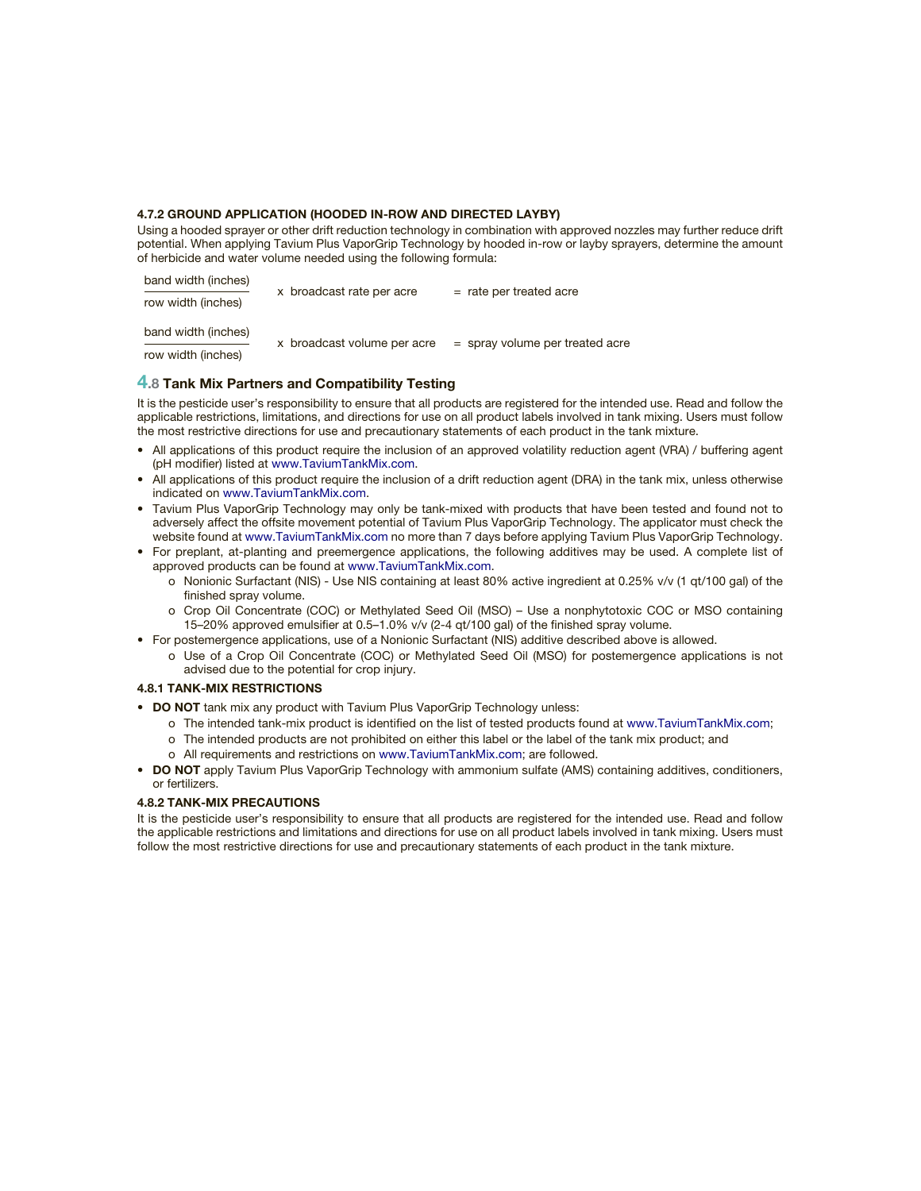#### 4.7.2 GROUND APPLICATION (HOODED IN-ROW AND DIRECTED LAYBY)

Using a hooded sprayer or other drift reduction technology in combination with approved nozzles may further reduce drift potential. When applying Tavium Plus VaporGrip Technology by hooded in-row or layby sprayers, determine the amount of herbicide and water volume needed using the following formula:

$$\frac{\text{band width (inches)}}{\text{row width (inches)}} \times \text{broadcast rate per acre} = \text{rate per treated acre}$$

$$\frac{\text{band width (inches)}}{\text{row width (inches)}} \times \text{broadcast volume per acre} = \text{spray volume per treated acre}$$

### 4.8 Tank Mix Partners and Compatibility Testing

It is the pesticide user's responsibility to ensure that all products are registered for the intended use. Read and follow the applicable restrictions, limitations, and directions for use on all product labels involved in tank mixing. Users must follow the most restrictive directions for use and precautionary statements of each product in the tank mixture.

- All applications of this product require the inclusion of an approved volatility reduction agent (VRA) / buffering agent (pH modifier) listed at www.TaviumTankMix.com.
- All applications of this product require the inclusion of a drift reduction agent (DRA) in the tank mix, unless otherwise indicated on www.TaviumTankMix.com.
- Tavium Plus VaporGrip Technology may only be tank-mixed with products that have been tested and found not to adversely affect the offsite movement potential of Tavium Plus VaporGrip Technology. The applicator must check the website found at www.TaviumTankMix.com no more than 7 days before applying Tavium Plus VaporGrip Technology.
- For preplant, at-planting and preemergence applications, the following additives may be used. A complete list of approved products can be found at www.TaviumTankMix.com.
  - Nonionic Surfactant (NIS) - Use NIS containing at least 80% active ingredient at 0.25% v/v (1 qt/100 gal) of the finished spray volume.
  - Crop Oil Concentrate (COC) or Methylated Seed Oil (MSO) – Use a nonphytotoxic COC or MSO containing 15–20% approved emulsifier at 0.5–1.0% v/v (2-4 qt/100 gal) of the finished spray volume.
- For postemergence applications, use of a Nonionic Surfactant (NIS) additive described above is allowed.
  - Use of a Crop Oil Concentrate (COC) or Methylated Seed Oil (MSO) for postemergence applications is not advised due to the potential for crop injury.

#### 4.8.1 TANK-MIX RESTRICTIONS

- **DO NOT** tank mix any product with Tavium Plus VaporGrip Technology unless:
  - The intended tank-mix product is identified on the list of tested products found at www.TaviumTankMix.com;
  - The intended products are not prohibited on either this label or the label of the tank mix product; and
  - All requirements and restrictions on www.TaviumTankMix.com; are followed.
- **DO NOT** apply Tavium Plus VaporGrip Technology with ammonium sulfate (AMS) containing additives, conditioners, or fertilizers.

#### 4.8.2 TANK-MIX PRECAUTIONS

It is the pesticide user's responsibility to ensure that all products are registered for the intended use. Read and follow the applicable restrictions and limitations and directions for use on all product labels involved in tank mixing. Users must follow the most restrictive directions for use and precautionary statements of each product in the tank mixture.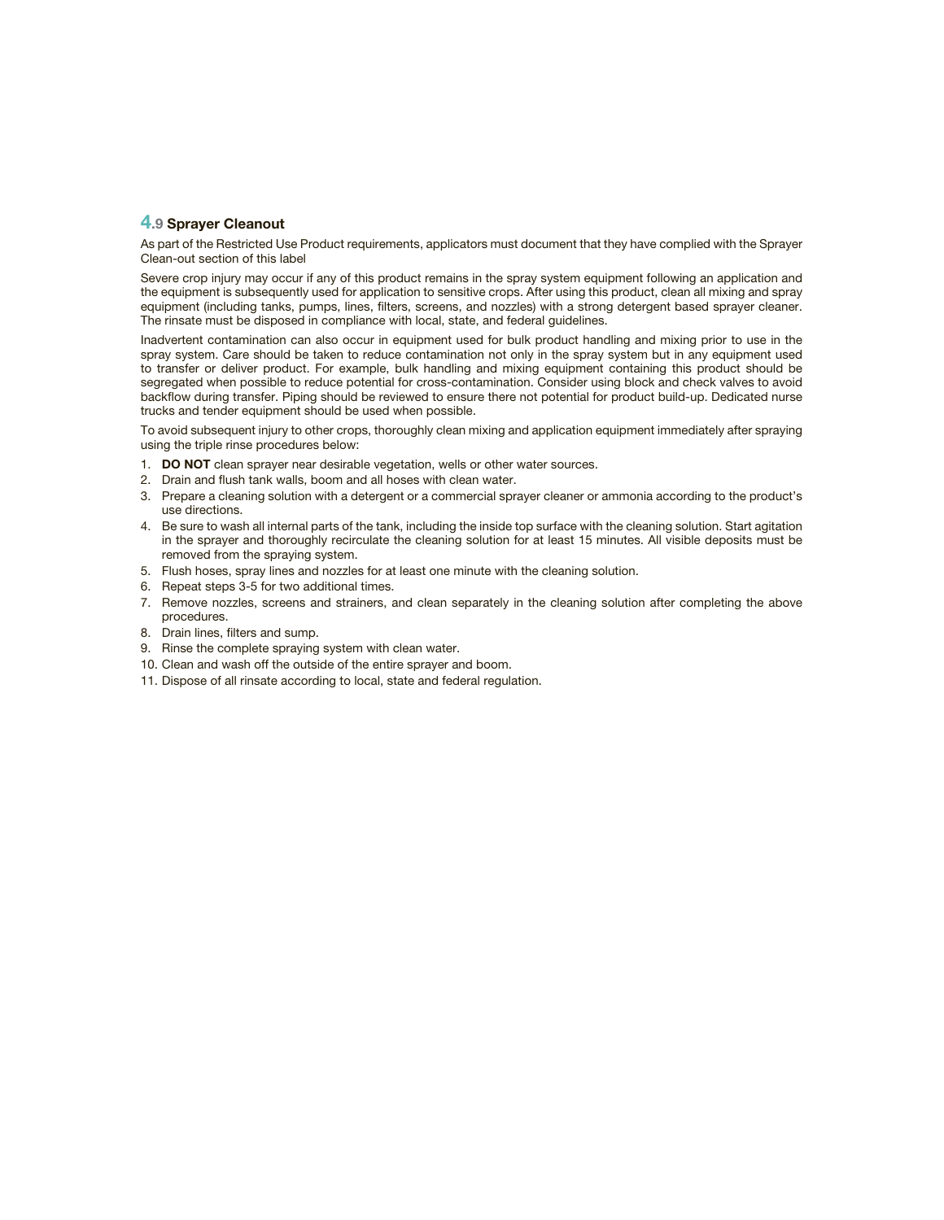## 4.9 Sprayer Cleanout

As part of the Restricted Use Product requirements, applicators must document that they have complied with the Sprayer Clean-out section of this label

Severe crop injury may occur if any of this product remains in the spray system equipment following an application and the equipment is subsequently used for application to sensitive crops. After using this product, clean all mixing and spray equipment (including tanks, pumps, lines, filters, screens, and nozzles) with a strong detergent based sprayer cleaner. The rinsate must be disposed in compliance with local, state, and federal guidelines.

Inadvertent contamination can also occur in equipment used for bulk product handling and mixing prior to use in the spray system. Care should be taken to reduce contamination not only in the spray system but in any equipment used to transfer or deliver product. For example, bulk handling and mixing equipment containing this product should be segregated when possible to reduce potential for cross-contamination. Consider using block and check valves to avoid backflow during transfer. Piping should be reviewed to ensure there not potential for product build-up. Dedicated nurse trucks and tender equipment should be used when possible.

To avoid subsequent injury to other crops, thoroughly clean mixing and application equipment immediately after spraying using the triple rinse procedures below:

1. **DO NOT** clean sprayer near desirable vegetation, wells or other water sources.
2. Drain and flush tank walls, boom and all hoses with clean water.
3. Prepare a cleaning solution with a detergent or a commercial sprayer cleaner or ammonia according to the product's use directions.
4. Be sure to wash all internal parts of the tank, including the inside top surface with the cleaning solution. Start agitation in the sprayer and thoroughly recirculate the cleaning solution for at least 15 minutes. All visible deposits must be removed from the spraying system.
5. Flush hoses, spray lines and nozzles for at least one minute with the cleaning solution.
6. Repeat steps 3-5 for two additional times.
7. Remove nozzles, screens and strainers, and clean separately in the cleaning solution after completing the above procedures.
8. Drain lines, filters and sump.
9. Rinse the complete spraying system with clean water.
10. Clean and wash off the outside of the entire sprayer and boom.
11. Dispose of all rinsate according to local, state and federal regulation.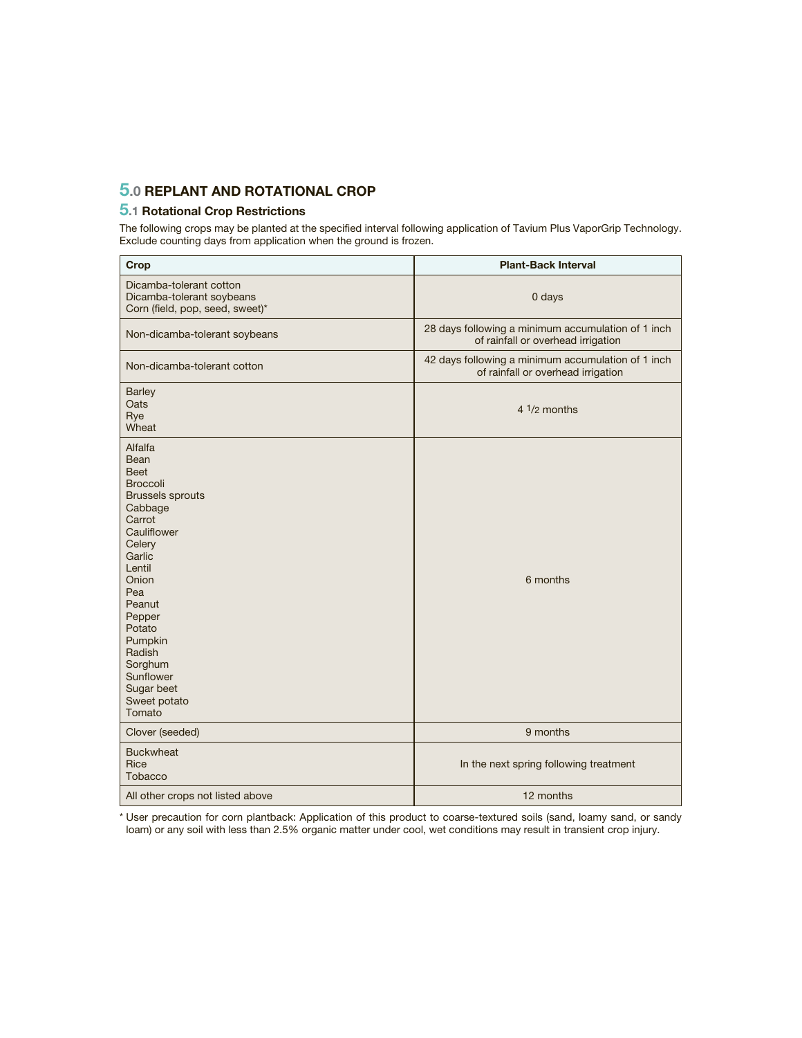## 5.0 REPLANT AND ROTATIONAL CROP

### 5.1 Rotational Crop Restrictions

The following crops may be planted at the specified interval following application of Tavium Plus VaporGrip Technology. Exclude counting days from application when the ground is frozen.

| Crop | Plant-Back Interval |
|---|---|
| Dicamba-tolerant cotton<br>Dicamba-tolerant soybeans<br>Corn (field, pop, seed, sweet)* | 0 days |
| Non-dicamba-tolerant soybeans | 28 days following a minimum accumulation of 1 inch of rainfall or overhead irrigation |
| Non-dicamba-tolerant cotton | 42 days following a minimum accumulation of 1 inch of rainfall or overhead irrigation |
| Barley<br>Oats<br>Rye<br>Wheat | 4 1/2 months |
| Alfalfa<br>Bean<br>Beet<br>Broccoli<br>Brussels sprouts<br>Cabbage<br>Carrot<br>Cauliflower<br>Celery<br>Garlic<br>Lentil<br>Onion<br>Pea<br>Peanut<br>Pepper<br>Potato<br>Pumpkin<br>Radish<br>Sorghum<br>Sunflower<br>Sugar beet<br>Sweet potato<br>Tomato | 6 months |
| Clover (seeded) | 9 months |
| Buckwheat<br>Rice<br>Tobacco | In the next spring following treatment |
| All other crops not listed above | 12 months |

* User precaution for corn plantback: Application of this product to coarse-textured soils (sand, loamy sand, or sandy loam) or any soil with less than 2.5% organic matter under cool, wet conditions may result in transient crop injury.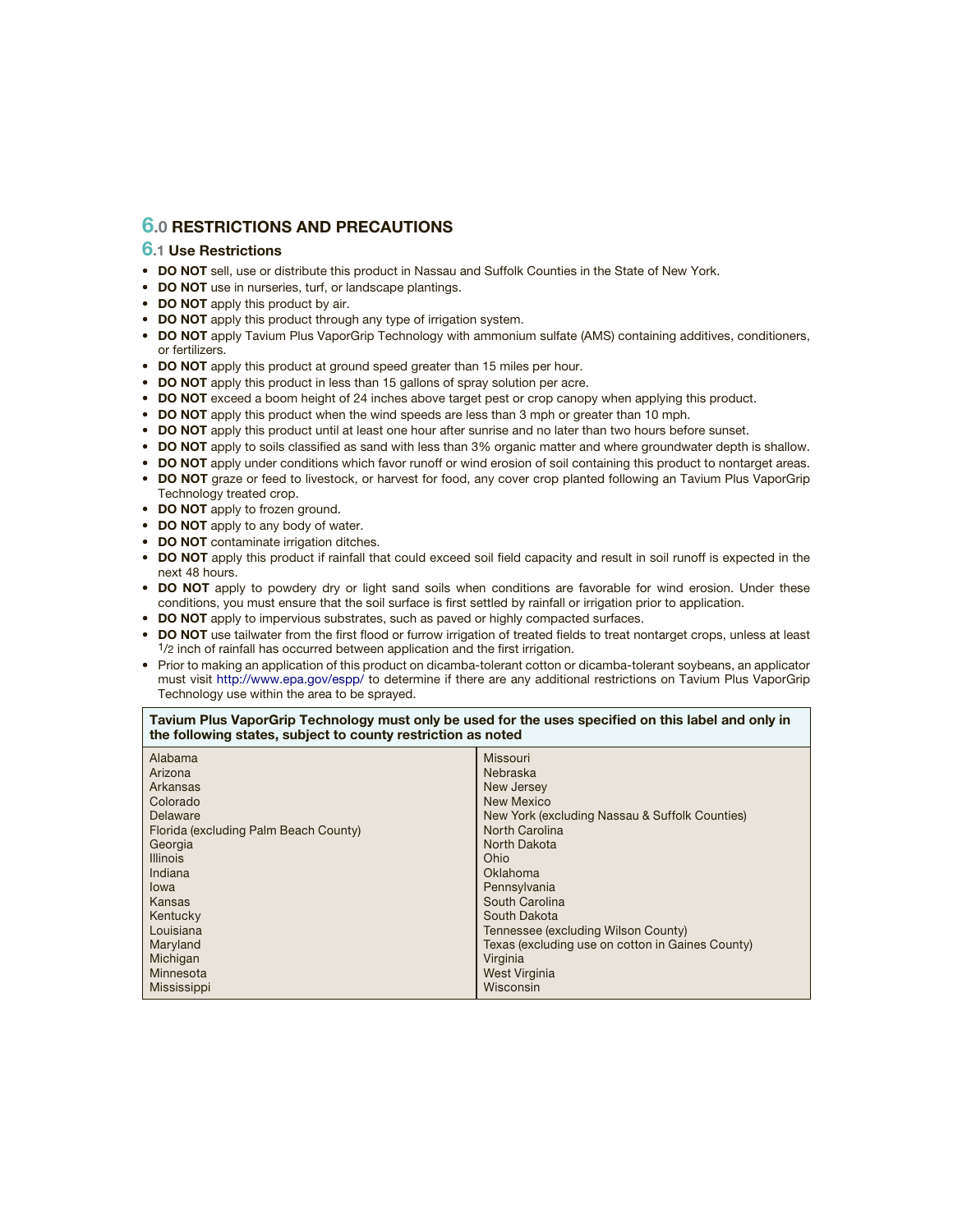# 6.0 RESTRICTIONS AND PRECAUTIONS

## 6.1 Use Restrictions

- **DO NOT** sell, use or distribute this product in Nassau and Suffolk Counties in the State of New York.
- **DO NOT** use in nurseries, turf, or landscape plantings.
- **DO NOT** apply this product by air.
- **DO NOT** apply this product through any type of irrigation system.
- **DO NOT** apply Tavium Plus VaporGrip Technology with ammonium sulfate (AMS) containing additives, conditioners, or fertilizers.
- **DO NOT** apply this product at ground speed greater than 15 miles per hour.
- **DO NOT** apply this product in less than 15 gallons of spray solution per acre.
- **DO NOT** exceed a boom height of 24 inches above target pest or crop canopy when applying this product.
- **DO NOT** apply this product when the wind speeds are less than 3 mph or greater than 10 mph.
- **DO NOT** apply this product until at least one hour after sunrise and no later than two hours before sunset.
- **DO NOT** apply to soils classified as sand with less than 3% organic matter and where groundwater depth is shallow.
- **DO NOT** apply under conditions which favor runoff or wind erosion of soil containing this product to nontarget areas.
- **DO NOT** graze or feed to livestock, or harvest for food, any cover crop planted following an Tavium Plus VaporGrip Technology treated crop.
- **DO NOT** apply to frozen ground.
- **DO NOT** apply to any body of water.
- **DO NOT** contaminate irrigation ditches.
- **DO NOT** apply this product if rainfall that could exceed soil field capacity and result in soil runoff is expected in the next 48 hours.
- **DO NOT** apply to powdery dry or light sand soils when conditions are favorable for wind erosion. Under these conditions, you must ensure that the soil surface is first settled by rainfall or irrigation prior to application.
- **DO NOT** apply to impervious substrates, such as paved or highly compacted surfaces.
- **DO NOT** use tailwater from the first flood or furrow irrigation of treated fields to treat nontarget crops, unless at least 1/2 inch of rainfall has occurred between application and the first irrigation.
- Prior to making an application of this product on dicamba-tolerant cotton or dicamba-tolerant soybeans, an applicator must visit http://www.epa.gov/espp/ to determine if there are any additional restrictions on Tavium Plus VaporGrip Technology use within the area to be sprayed.

| **Tavium Plus VaporGrip Technology must only be used for the uses specified on this label and only in the following states, subject to county restriction as noted** | |
|---|---|
| Alabama | Missouri |
| Arizona | Nebraska |
| Arkansas | New Jersey |
| Colorado | New Mexico |
| Delaware | New York (excluding Nassau & Suffolk Counties) |
| Florida (excluding Palm Beach County) | North Carolina |
| Georgia | North Dakota |
| Illinois | Ohio |
| Indiana | Oklahoma |
| Iowa | Pennsylvania |
| Kansas | South Carolina |
| Kentucky | South Dakota |
| Louisiana | Tennessee (excluding Wilson County) |
| Maryland | Texas (excluding use on cotton in Gaines County) |
| Michigan | Virginia |
| Minnesota | West Virginia |
| Mississippi | Wisconsin |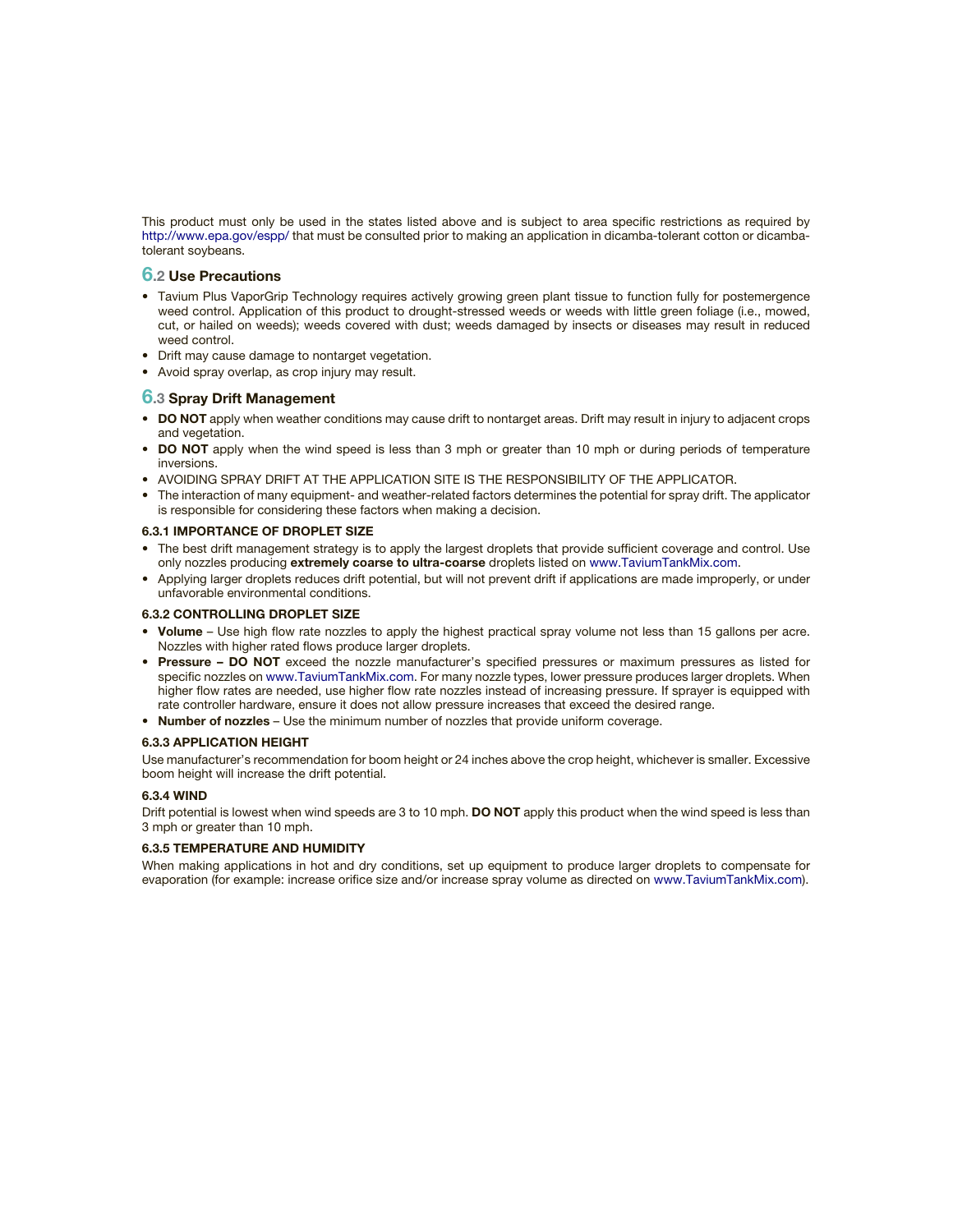This product must only be used in the states listed above and is subject to area specific restrictions as required by http://www.epa.gov/espp/ that must be consulted prior to making an application in dicamba-tolerant cotton or dicamba-tolerant soybeans.

## 6.2 Use Precautions

- Tavium Plus VaporGrip Technology requires actively growing green plant tissue to function fully for postemergence weed control. Application of this product to drought-stressed weeds or weeds with little green foliage (i.e., mowed, cut, or hailed on weeds); weeds covered with dust; weeds damaged by insects or diseases may result in reduced weed control.
- Drift may cause damage to nontarget vegetation.
- Avoid spray overlap, as crop injury may result.

## 6.3 Spray Drift Management

- **DO NOT** apply when weather conditions may cause drift to nontarget areas. Drift may result in injury to adjacent crops and vegetation.
- **DO NOT** apply when the wind speed is less than 3 mph or greater than 10 mph or during periods of temperature inversions.
- AVOIDING SPRAY DRIFT AT THE APPLICATION SITE IS THE RESPONSIBILITY OF THE APPLICATOR.
- The interaction of many equipment- and weather-related factors determines the potential for spray drift. The applicator is responsible for considering these factors when making a decision.

### 6.3.1 IMPORTANCE OF DROPLET SIZE

- The best drift management strategy is to apply the largest droplets that provide sufficient coverage and control. Use only nozzles producing **extremely coarse to ultra-coarse** droplets listed on www.TaviumTankMix.com.
- Applying larger droplets reduces drift potential, but will not prevent drift if applications are made improperly, or under unfavorable environmental conditions.

### 6.3.2 CONTROLLING DROPLET SIZE

- **Volume** – Use high flow rate nozzles to apply the highest practical spray volume not less than 15 gallons per acre. Nozzles with higher rated flows produce larger droplets.
- **Pressure – DO NOT** exceed the nozzle manufacturer's specified pressures or maximum pressures as listed for specific nozzles on www.TaviumTankMix.com. For many nozzle types, lower pressure produces larger droplets. When higher flow rates are needed, use higher flow rate nozzles instead of increasing pressure. If sprayer is equipped with rate controller hardware, ensure it does not allow pressure increases that exceed the desired range.
- **Number of nozzles** – Use the minimum number of nozzles that provide uniform coverage.

### 6.3.3 APPLICATION HEIGHT

Use manufacturer's recommendation for boom height or 24 inches above the crop height, whichever is smaller. Excessive boom height will increase the drift potential.

### 6.3.4 WIND

Drift potential is lowest when wind speeds are 3 to 10 mph. **DO NOT** apply this product when the wind speed is less than 3 mph or greater than 10 mph.

### 6.3.5 TEMPERATURE AND HUMIDITY

When making applications in hot and dry conditions, set up equipment to produce larger droplets to compensate for evaporation (for example: increase orifice size and/or increase spray volume as directed on www.TaviumTankMix.com).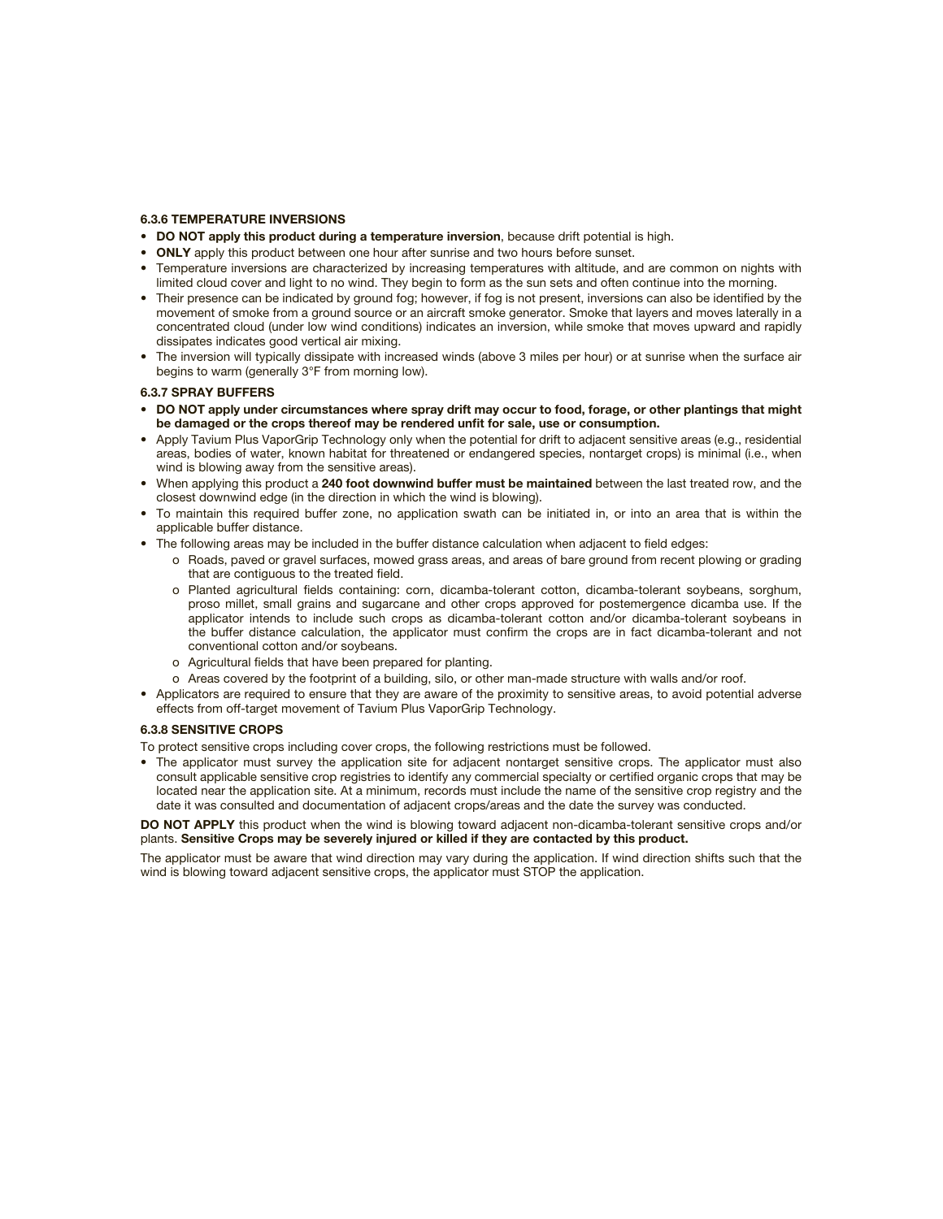### 6.3.6 TEMPERATURE INVERSIONS

- **DO NOT apply this product during a temperature inversion**, because drift potential is high.
- **ONLY** apply this product between one hour after sunrise and two hours before sunset.
- Temperature inversions are characterized by increasing temperatures with altitude, and are common on nights with limited cloud cover and light to no wind. They begin to form as the sun sets and often continue into the morning.
- Their presence can be indicated by ground fog; however, if fog is not present, inversions can also be identified by the movement of smoke from a ground source or an aircraft smoke generator. Smoke that layers and moves laterally in a concentrated cloud (under low wind conditions) indicates an inversion, while smoke that moves upward and rapidly dissipates indicates good vertical air mixing.
- The inversion will typically dissipate with increased winds (above 3 miles per hour) or at sunrise when the surface air begins to warm (generally 3°F from morning low).

### 6.3.7 SPRAY BUFFERS

- **DO NOT apply under circumstances where spray drift may occur to food, forage, or other plantings that might be damaged or the crops thereof may be rendered unfit for sale, use or consumption.**
- Apply Tavium Plus VaporGrip Technology only when the potential for drift to adjacent sensitive areas (e.g., residential areas, bodies of water, known habitat for threatened or endangered species, nontarget crops) is minimal (i.e., when wind is blowing away from the sensitive areas).
- When applying this product a **240 foot downwind buffer must be maintained** between the last treated row, and the closest downwind edge (in the direction in which the wind is blowing).
- To maintain this required buffer zone, no application swath can be initiated in, or into an area that is within the applicable buffer distance.
- The following areas may be included in the buffer distance calculation when adjacent to field edges:
  - o Roads, paved or gravel surfaces, mowed grass areas, and areas of bare ground from recent plowing or grading that are contiguous to the treated field.
  - o Planted agricultural fields containing: corn, dicamba-tolerant cotton, dicamba-tolerant soybeans, sorghum, proso millet, small grains and sugarcane and other crops approved for postemergence dicamba use. If the applicator intends to include such crops as dicamba-tolerant cotton and/or dicamba-tolerant soybeans in the buffer distance calculation, the applicator must confirm the crops are in fact dicamba-tolerant and not conventional cotton and/or soybeans.
  - o Agricultural fields that have been prepared for planting.
  - o Areas covered by the footprint of a building, silo, or other man-made structure with walls and/or roof.
- Applicators are required to ensure that they are aware of the proximity to sensitive areas, to avoid potential adverse effects from off-target movement of Tavium Plus VaporGrip Technology.

### 6.3.8 SENSITIVE CROPS

To protect sensitive crops including cover crops, the following restrictions must be followed.

- The applicator must survey the application site for adjacent nontarget sensitive crops. The applicator must also consult applicable sensitive crop registries to identify any commercial specialty or certified organic crops that may be located near the application site. At a minimum, records must include the name of the sensitive crop registry and the date it was consulted and documentation of adjacent crops/areas and the date the survey was conducted.

**DO NOT APPLY** this product when the wind is blowing toward adjacent non-dicamba-tolerant sensitive crops and/or plants. **Sensitive Crops may be severely injured or killed if they are contacted by this product.**

The applicator must be aware that wind direction may vary during the application. If wind direction shifts such that the wind is blowing toward adjacent sensitive crops, the applicator must STOP the application.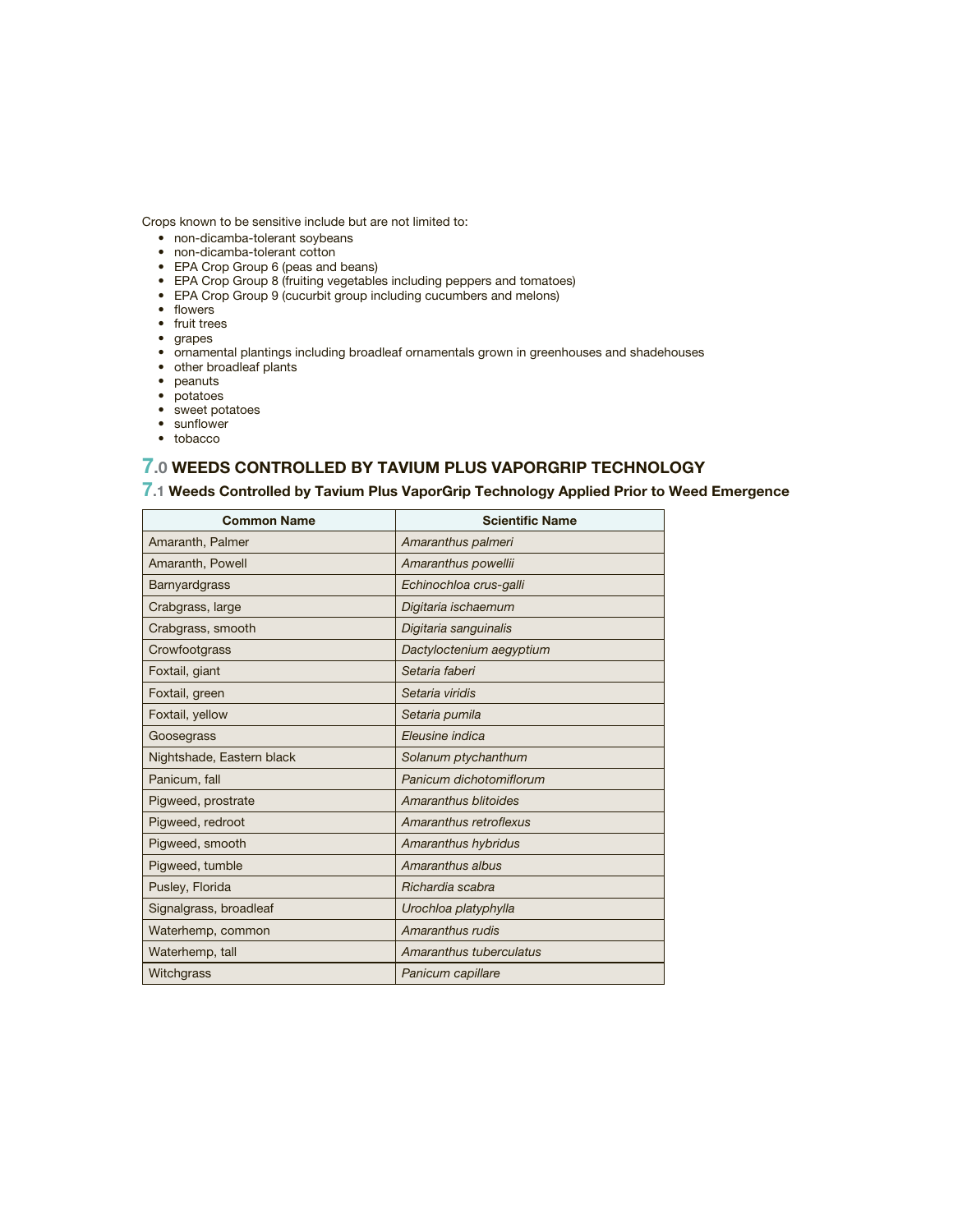Crops known to be sensitive include but are not limited to:

- non-dicamba-tolerant soybeans
- non-dicamba-tolerant cotton
- EPA Crop Group 6 (peas and beans)
- EPA Crop Group 8 (fruiting vegetables including peppers and tomatoes)
- EPA Crop Group 9 (cucurbit group including cucumbers and melons)
- flowers
- fruit trees
- grapes
- ornamental plantings including broadleaf ornamentals grown in greenhouses and shadehouses
- other broadleaf plants
- peanuts
- potatoes
- sweet potatoes
- sunflower
- tobacco

## 7.0 WEEDS CONTROLLED BY TAVIUM PLUS VAPORGRIP TECHNOLOGY

### 7.1 Weeds Controlled by Tavium Plus VaporGrip Technology Applied Prior to Weed Emergence

| Common Name | Scientific Name |
|---|---|
| Amaranth, Palmer | *Amaranthus palmeri* |
| Amaranth, Powell | *Amaranthus powellii* |
| Barnyardgrass | *Echinochloa crus-galli* |
| Crabgrass, large | *Digitaria ischaemum* |
| Crabgrass, smooth | *Digitaria sanguinalis* |
| Crowfootgrass | *Dactyloctenium aegyptium* |
| Foxtail, giant | *Setaria faberi* |
| Foxtail, green | *Setaria viridis* |
| Foxtail, yellow | *Setaria pumila* |
| Goosegrass | *Eleusine indica* |
| Nightshade, Eastern black | *Solanum ptychanthum* |
| Panicum, fall | *Panicum dichotomiflorum* |
| Pigweed, prostrate | *Amaranthus blitoides* |
| Pigweed, redroot | *Amaranthus retroflexus* |
| Pigweed, smooth | *Amaranthus hybridus* |
| Pigweed, tumble | *Amaranthus albus* |
| Pusley, Florida | *Richardia scabra* |
| Signalgrass, broadleaf | *Urochloa platyphylla* |
| Waterhemp, common | *Amaranthus rudis* |
| Waterhemp, tall | *Amaranthus tuberculatus* |
| Witchgrass | *Panicum capillare* |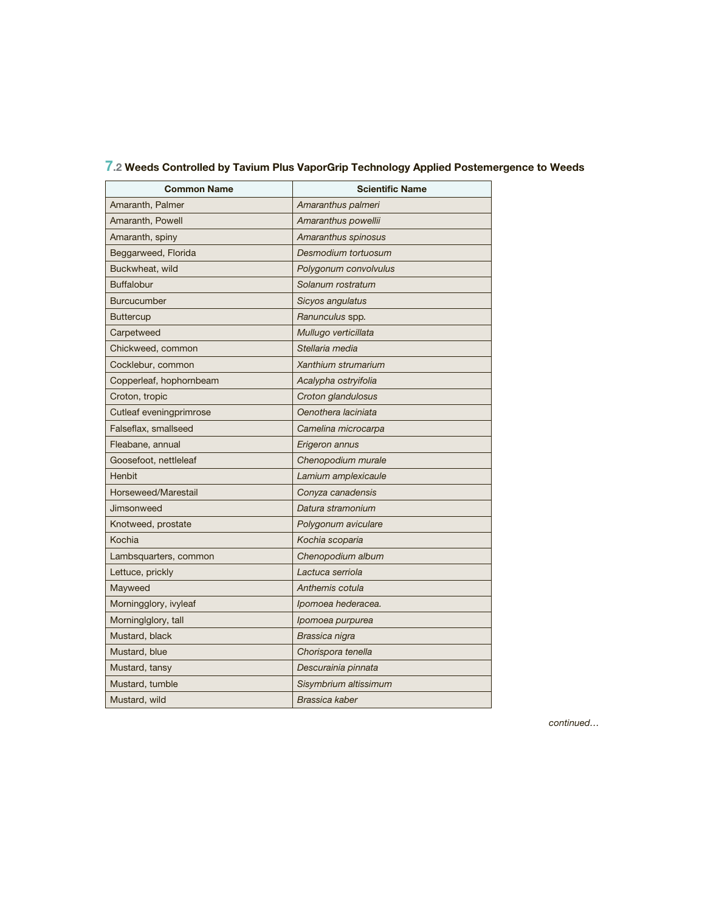## 7.2 Weeds Controlled by Tavium Plus VaporGrip Technology Applied Postemergence to Weeds

| Common Name | Scientific Name |
|---|---|
| Amaranth, Palmer | *Amaranthus palmeri* |
| Amaranth, Powell | *Amaranthus powellii* |
| Amaranth, spiny | *Amaranthus spinosus* |
| Beggarweed, Florida | *Desmodium tortuosum* |
| Buckwheat, wild | *Polygonum convolvulus* |
| Buffalobur | *Solanum rostratum* |
| Burcucumber | *Sicyos angulatus* |
| Buttercup | *Ranunculus* spp. |
| Carpetweed | *Mullugo verticillata* |
| Chickweed, common | *Stellaria media* |
| Cocklebur, common | *Xanthium strumarium* |
| Copperleaf, hophornbeam | *Acalypha ostryifolia* |
| Croton, tropic | *Croton glandulosus* |
| Cutleaf eveningprimrose | *Oenothera laciniata* |
| Falseflax, smallseed | *Camelina microcarpa* |
| Fleabane, annual | *Erigeron annus* |
| Goosefoot, nettleleaf | *Chenopodium murale* |
| Henbit | *Lamium amplexicaule* |
| Horseweed/Marestail | *Conyza canadensis* |
| Jimsonweed | *Datura stramonium* |
| Knotweed, prostate | *Polygonum aviculare* |
| Kochia | *Kochia scoparia* |
| Lambsquarters, common | *Chenopodium album* |
| Lettuce, prickly | *Lactuca serriola* |
| Mayweed | *Anthemis cotula* |
| Morningglory, ivyleaf | *Ipomoea hederacea.* |
| Morninglglory, tall | *Ipomoea purpurea* |
| Mustard, black | *Brassica nigra* |
| Mustard, blue | *Chorispora tenella* |
| Mustard, tansy | *Descurainia pinnata* |
| Mustard, tumble | *Sisymbrium altissimum* |
| Mustard, wild | *Brassica kaber* |

*continued…*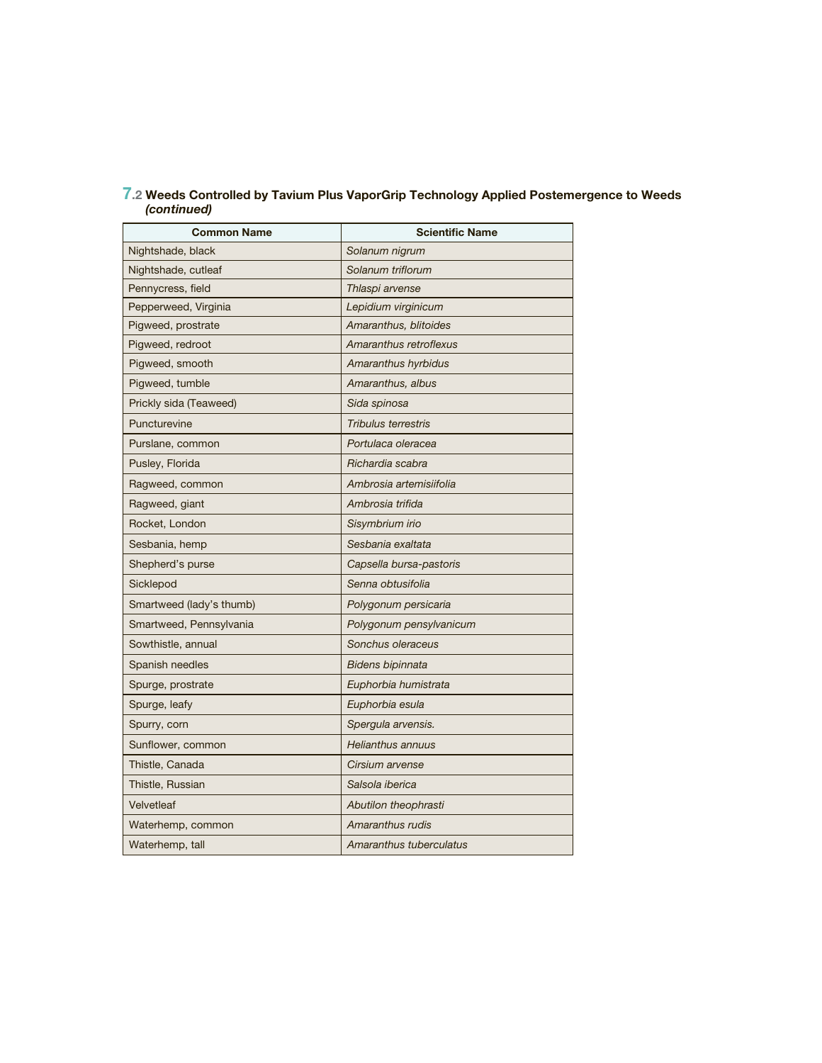## 7.2 Weeds Controlled by Tavium Plus VaporGrip Technology Applied Postemergence to Weeds *(continued)*

| Common Name | Scientific Name |
|---|---|
| Nightshade, black | *Solanum nigrum* |
| Nightshade, cutleaf | *Solanum triflorum* |
| Pennycress, field | *Thlaspi arvense* |
| Pepperweed, Virginia | *Lepidium virginicum* |
| Pigweed, prostrate | *Amaranthus, blitoides* |
| Pigweed, redroot | *Amaranthus retroflexus* |
| Pigweed, smooth | *Amaranthus hyrbidus* |
| Pigweed, tumble | *Amaranthus, albus* |
| Prickly sida (Teaweed) | *Sida spinosa* |
| Puncturevine | *Tribulus terrestris* |
| Purslane, common | *Portulaca oleracea* |
| Pusley, Florida | *Richardia scabra* |
| Ragweed, common | *Ambrosia artemisiifolia* |
| Ragweed, giant | *Ambrosia trifida* |
| Rocket, London | *Sisymbrium irio* |
| Sesbania, hemp | *Sesbania exaltata* |
| Shepherd's purse | *Capsella bursa-pastoris* |
| Sicklepod | *Senna obtusifolia* |
| Smartweed (lady's thumb) | *Polygonum persicaria* |
| Smartweed, Pennsylvania | *Polygonum pensylvanicum* |
| Sowthistle, annual | *Sonchus oleraceus* |
| Spanish needles | *Bidens bipinnata* |
| Spurge, prostrate | *Euphorbia humistrata* |
| Spurge, leafy | *Euphorbia esula* |
| Spurry, corn | *Spergula arvensis.* |
| Sunflower, common | *Helianthus annuus* |
| Thistle, Canada | *Cirsium arvense* |
| Thistle, Russian | *Salsola iberica* |
| Velvetleaf | *Abutilon theophrasti* |
| Waterhemp, common | *Amaranthus rudis* |
| Waterhemp, tall | *Amaranthus tuberculatus* |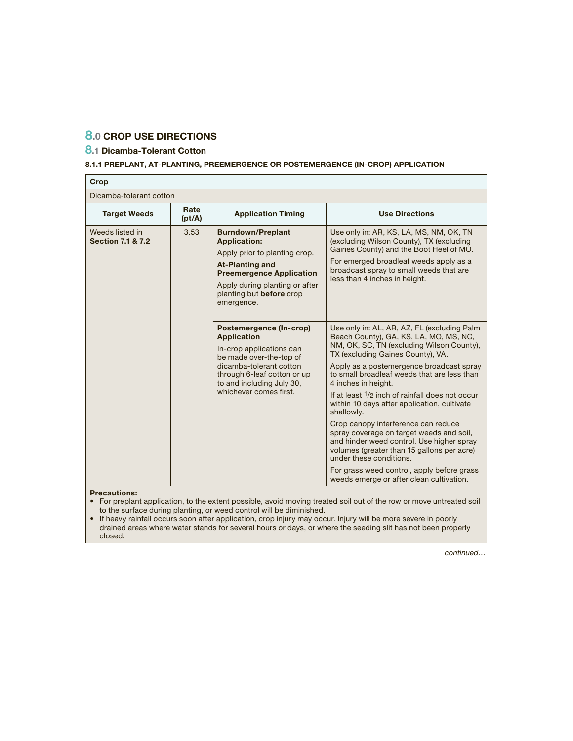# 8.0 CROP USE DIRECTIONS

## 8.1 Dicamba-Tolerant Cotton

### 8.1.1 PREPLANT, AT-PLANTING, PREEMERGENCE OR POSTEMERGENCE (IN-CROP) APPLICATION

| **Crop** | | | |
|---|---|---|---|
| Dicamba-tolerant cotton | | | |
| **Target Weeds** | **Rate (pt/A)** | **Application Timing** | **Use Directions** |
| Weeds listed in **Section 7.1 & 7.2** | 3.53 | **Burndown/Preplant Application:** Apply prior to planting crop. **At-Planting and Preemergence Application** Apply during planting or after planting but **before** crop emergence. | Use only in: AR, KS, LA, MS, NM, OK, TN (excluding Wilson County), TX (excluding Gaines County) and the Boot Heel of MO. For emerged broadleaf weeds apply as a broadcast spray to small weeds that are less than 4 inches in height. |
| | | **Postemergence (In-crop) Application** In-crop applications can be made over-the-top of dicamba-tolerant cotton through 6-leaf cotton or up to and including July 30, whichever comes first. | Use only in: AL, AR, AZ, FL (excluding Palm Beach County), GA, KS, LA, MO, MS, NC, NM, OK, SC, TN (excluding Wilson County), TX (excluding Gaines County), VA. Apply as a postemergence broadcast spray to small broadleaf weeds that are less than 4 inches in height. If at least 1/2 inch of rainfall does not occur within 10 days after application, cultivate shallowly. Crop canopy interference can reduce spray coverage on target weeds and soil, and hinder weed control. Use higher spray volumes (greater than 15 gallons per acre) under these conditions. For grass weed control, apply before grass weeds emerge or after clean cultivation. |

**Precautions:**

- For preplant application, to the extent possible, avoid moving treated soil out of the row or move untreated soil to the surface during planting, or weed control will be diminished.
- If heavy rainfall occurs soon after application, crop injury may occur. Injury will be more severe in poorly drained areas where water stands for several hours or days, or where the seeding slit has not been properly closed.

*continued…*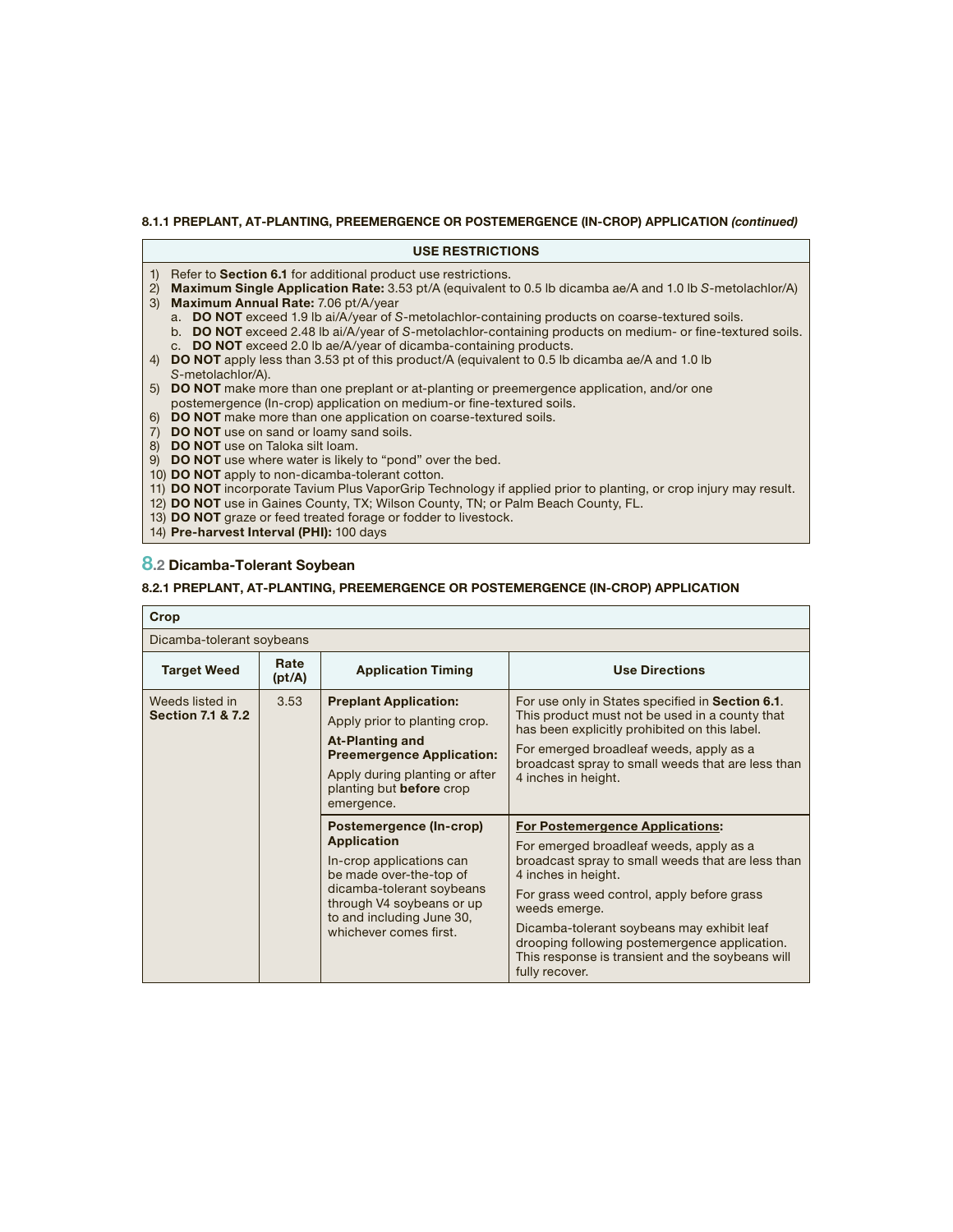#### 8.1.1 PREPLANT, AT-PLANTING, PREEMERGENCE OR POSTEMERGENCE (IN-CROP) APPLICATION *(continued)*

| USE RESTRICTIONS |
|---|
| 1) Refer to **Section 6.1** for additional product use restrictions.<br>2) **Maximum Single Application Rate:** 3.53 pt/A (equivalent to 0.5 lb dicamba ae/A and 1.0 lb *S*-metolachlor/A)<br>3) **Maximum Annual Rate:** 7.06 pt/A/year<br>a. **DO NOT** exceed 1.9 lb ai/A/year of *S*-metolachlor-containing products on coarse-textured soils.<br>b. **DO NOT** exceed 2.48 lb ai/A/year of *S*-metolachlor-containing products on medium- or fine-textured soils.<br>c. **DO NOT** exceed 2.0 lb ae/A/year of dicamba-containing products.<br>4) **DO NOT** apply less than 3.53 pt of this product/A (equivalent to 0.5 lb dicamba ae/A and 1.0 lb *S*-metolachlor/A).<br>5) **DO NOT** make more than one preplant or at-planting or preemergence application, and/or one postemergence (In-crop) application on medium-or fine-textured soils.<br>6) **DO NOT** make more than one application on coarse-textured soils.<br>7) **DO NOT** use on sand or loamy sand soils.<br>8) **DO NOT** use on Taloka silt loam.<br>9) **DO NOT** use where water is likely to "pond" over the bed.<br>10) **DO NOT** apply to non-dicamba-tolerant cotton.<br>11) **DO NOT** incorporate Tavium Plus VaporGrip Technology if applied prior to planting, or crop injury may result.<br>12) **DO NOT** use in Gaines County, TX; Wilson County, TN; or Palm Beach County, FL.<br>13) **DO NOT** graze or feed treated forage or fodder to livestock.<br>14) **Pre-harvest Interval (PHI):** 100 days |

## 8.2 Dicamba-Tolerant Soybean

#### 8.2.1 PREPLANT, AT-PLANTING, PREEMERGENCE OR POSTEMERGENCE (IN-CROP) APPLICATION

| **Crop** | | | |
|---|---|---|---|
| Dicamba-tolerant soybeans | | | |
| **Target Weed** | **Rate (pt/A)** | **Application Timing** | **Use Directions** |
| Weeds listed in **Section 7.1 & 7.2** | 3.53 | **Preplant Application:**<br>Apply prior to planting crop.<br>**At-Planting and Preemergence Application:**<br>Apply during planting or after planting but **before** crop emergence. | For use only in States specified in **Section 6.1**. This product must not be used in a county that has been explicitly prohibited on this label.<br>For emerged broadleaf weeds, apply as a broadcast spray to small weeds that are less than 4 inches in height. |
| | | **Postemergence (In-crop) Application**<br>In-crop applications can be made over-the-top of dicamba-tolerant soybeans through V4 soybeans or up to and including June 30, whichever comes first. | **For Postemergence Applications:**<br>For emerged broadleaf weeds, apply as a broadcast spray to small weeds that are less than 4 inches in height.<br>For grass weed control, apply before grass weeds emerge.<br>Dicamba-tolerant soybeans may exhibit leaf drooping following postemergence application. This response is transient and the soybeans will fully recover. |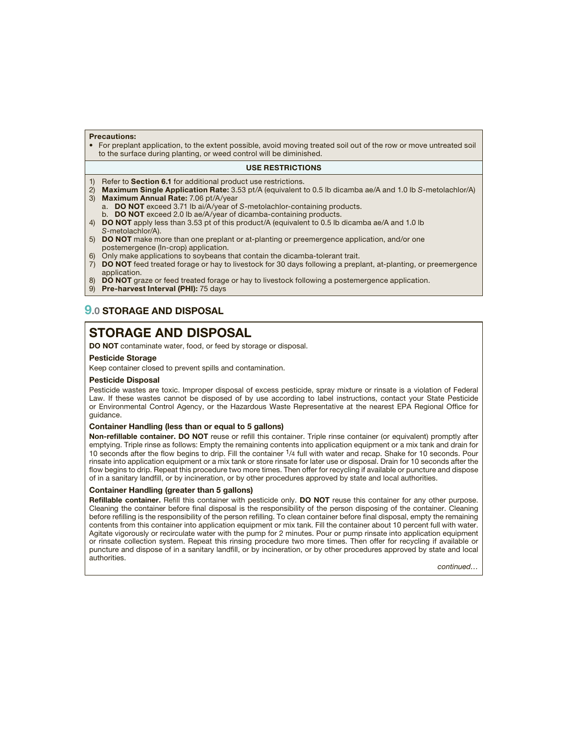**Precautions:**

- For preplant application, to the extent possible, avoid moving treated soil out of the row or move untreated soil to the surface during planting, or weed control will be diminished.

**USE RESTRICTIONS**

1) Refer to **Section 6.1** for additional product use restrictions.
2) **Maximum Single Application Rate:** 3.53 pt/A (equivalent to 0.5 lb dicamba ae/A and 1.0 lb *S*-metolachlor/A)
3) **Maximum Annual Rate:** 7.06 pt/A/year
   a. **DO NOT** exceed 3.71 lb ai/A/year of *S*-metolachlor-containing products.
   b. **DO NOT** exceed 2.0 lb ae/A/year of dicamba-containing products.
4) **DO NOT** apply less than 3.53 pt of this product/A (equivalent to 0.5 lb dicamba ae/A and 1.0 lb *S*-metolachlor/A).
5) **DO NOT** make more than one preplant or at-planting or preemergence application, and/or one postemergence (In-crop) application.
6) Only make applications to soybeans that contain the dicamba-tolerant trait.
7) **DO NOT** feed treated forage or hay to livestock for 30 days following a preplant, at-planting, or preemergence application.
8) **DO NOT** graze or feed treated forage or hay to livestock following a postemergence application.
9) **Pre-harvest Interval (PHI):** 75 days

## 9.0 STORAGE AND DISPOSAL

## STORAGE AND DISPOSAL

**DO NOT** contaminate water, food, or feed by storage or disposal.

### Pesticide Storage

Keep container closed to prevent spills and contamination.

### Pesticide Disposal

Pesticide wastes are toxic. Improper disposal of excess pesticide, spray mixture or rinsate is a violation of Federal Law. If these wastes cannot be disposed of by use according to label instructions, contact your State Pesticide or Environmental Control Agency, or the Hazardous Waste Representative at the nearest EPA Regional Office for guidance.

### Container Handling (less than or equal to 5 gallons)

**Non-refillable container. DO NOT** reuse or refill this container. Triple rinse container (or equivalent) promptly after emptying. Triple rinse as follows: Empty the remaining contents into application equipment or a mix tank and drain for 10 seconds after the flow begins to drip. Fill the container 1/4 full with water and recap. Shake for 10 seconds. Pour rinsate into application equipment or a mix tank or store rinsate for later use or disposal. Drain for 10 seconds after the flow begins to drip. Repeat this procedure two more times. Then offer for recycling if available or puncture and dispose of in a sanitary landfill, or by incineration, or by other procedures approved by state and local authorities.

### Container Handling (greater than 5 gallons)

**Refillable container.** Refill this container with pesticide only. **DO NOT** reuse this container for any other purpose. Cleaning the container before final disposal is the responsibility of the person disposing of the container. Cleaning before refilling is the responsibility of the person refilling. To clean container before final disposal, empty the remaining contents from this container into application equipment or mix tank. Fill the container about 10 percent full with water. Agitate vigorously or recirculate water with the pump for 2 minutes. Pour or pump rinsate into application equipment or rinsate collection system. Repeat this rinsing procedure two more times. Then offer for recycling if available or puncture and dispose of in a sanitary landfill, or by incineration, or by other procedures approved by state and local authorities.

*continued…*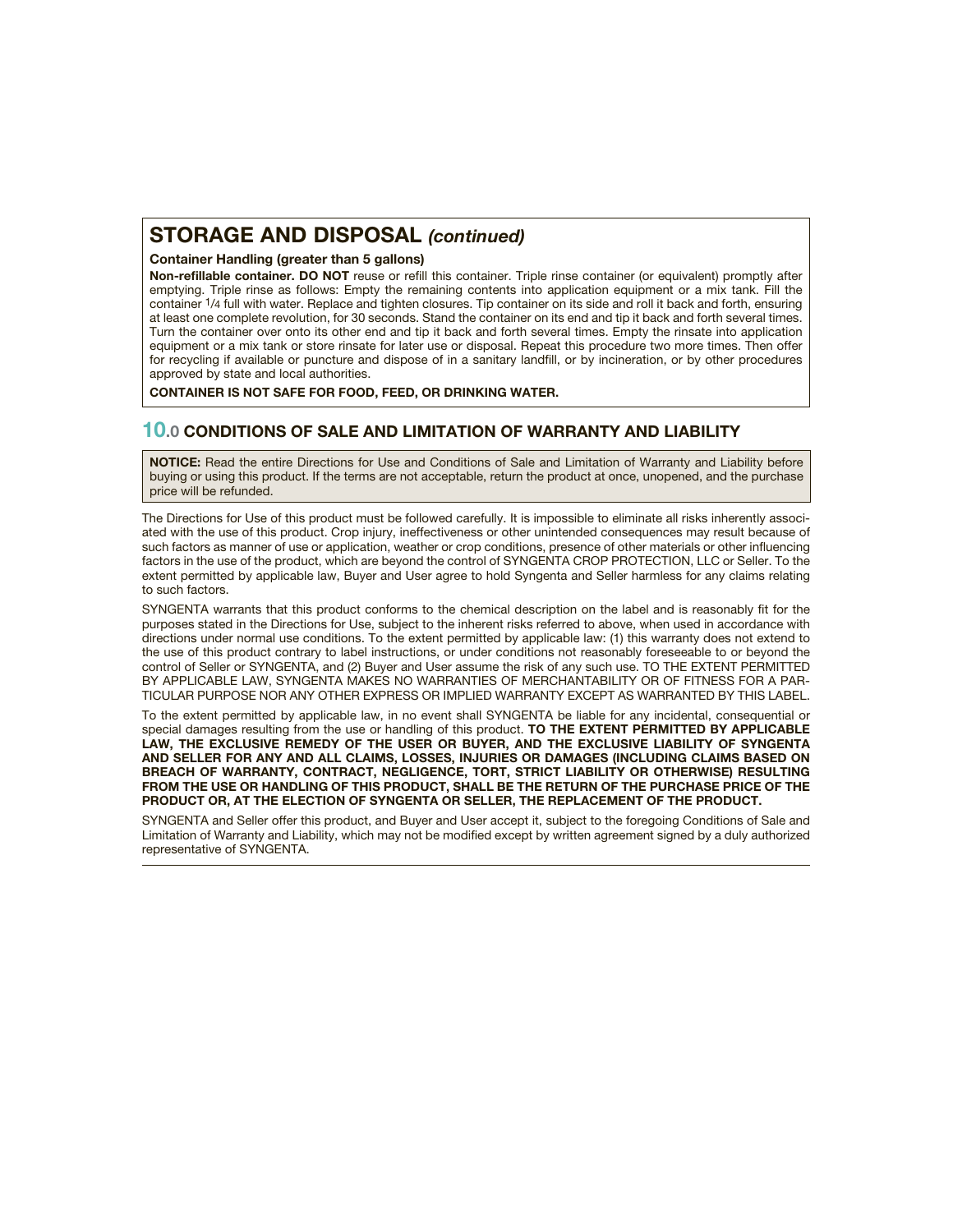## STORAGE AND DISPOSAL *(continued)*

**Container Handling (greater than 5 gallons)**

**Non-refillable container. DO NOT** reuse or refill this container. Triple rinse container (or equivalent) promptly after emptying. Triple rinse as follows: Empty the remaining contents into application equipment or a mix tank. Fill the container 1/4 full with water. Replace and tighten closures. Tip container on its side and roll it back and forth, ensuring at least one complete revolution, for 30 seconds. Stand the container on its end and tip it back and forth several times. Turn the container over onto its other end and tip it back and forth several times. Empty the rinsate into application equipment or a mix tank or store rinsate for later use or disposal. Repeat this procedure two more times. Then offer for recycling if available or puncture and dispose of in a sanitary landfill, or by incineration, or by other procedures approved by state and local authorities.

**CONTAINER IS NOT SAFE FOR FOOD, FEED, OR DRINKING WATER.**

## 10.0 CONDITIONS OF SALE AND LIMITATION OF WARRANTY AND LIABILITY

**NOTICE:** Read the entire Directions for Use and Conditions of Sale and Limitation of Warranty and Liability before buying or using this product. If the terms are not acceptable, return the product at once, unopened, and the purchase price will be refunded.

The Directions for Use of this product must be followed carefully. It is impossible to eliminate all risks inherently associated with the use of this product. Crop injury, ineffectiveness or other unintended consequences may result because of such factors as manner of use or application, weather or crop conditions, presence of other materials or other influencing factors in the use of the product, which are beyond the control of SYNGENTA CROP PROTECTION, LLC or Seller. To the extent permitted by applicable law, Buyer and User agree to hold Syngenta and Seller harmless for any claims relating to such factors.

SYNGENTA warrants that this product conforms to the chemical description on the label and is reasonably fit for the purposes stated in the Directions for Use, subject to the inherent risks referred to above, when used in accordance with directions under normal use conditions. To the extent permitted by applicable law: (1) this warranty does not extend to the use of this product contrary to label instructions, or under conditions not reasonably foreseeable to or beyond the control of Seller or SYNGENTA, and (2) Buyer and User assume the risk of any such use. TO THE EXTENT PERMITTED BY APPLICABLE LAW, SYNGENTA MAKES NO WARRANTIES OF MERCHANTABILITY OR OF FITNESS FOR A PARTICULAR PURPOSE NOR ANY OTHER EXPRESS OR IMPLIED WARRANTY EXCEPT AS WARRANTED BY THIS LABEL.

To the extent permitted by applicable law, in no event shall SYNGENTA be liable for any incidental, consequential or special damages resulting from the use or handling of this product. **TO THE EXTENT PERMITTED BY APPLICABLE LAW, THE EXCLUSIVE REMEDY OF THE USER OR BUYER, AND THE EXCLUSIVE LIABILITY OF SYNGENTA AND SELLER FOR ANY AND ALL CLAIMS, LOSSES, INJURIES OR DAMAGES (INCLUDING CLAIMS BASED ON BREACH OF WARRANTY, CONTRACT, NEGLIGENCE, TORT, STRICT LIABILITY OR OTHERWISE) RESULTING FROM THE USE OR HANDLING OF THIS PRODUCT, SHALL BE THE RETURN OF THE PURCHASE PRICE OF THE PRODUCT OR, AT THE ELECTION OF SYNGENTA OR SELLER, THE REPLACEMENT OF THE PRODUCT.**

SYNGENTA and Seller offer this product, and Buyer and User accept it, subject to the foregoing Conditions of Sale and Limitation of Warranty and Liability, which may not be modified except by written agreement signed by a duly authorized representative of SYNGENTA.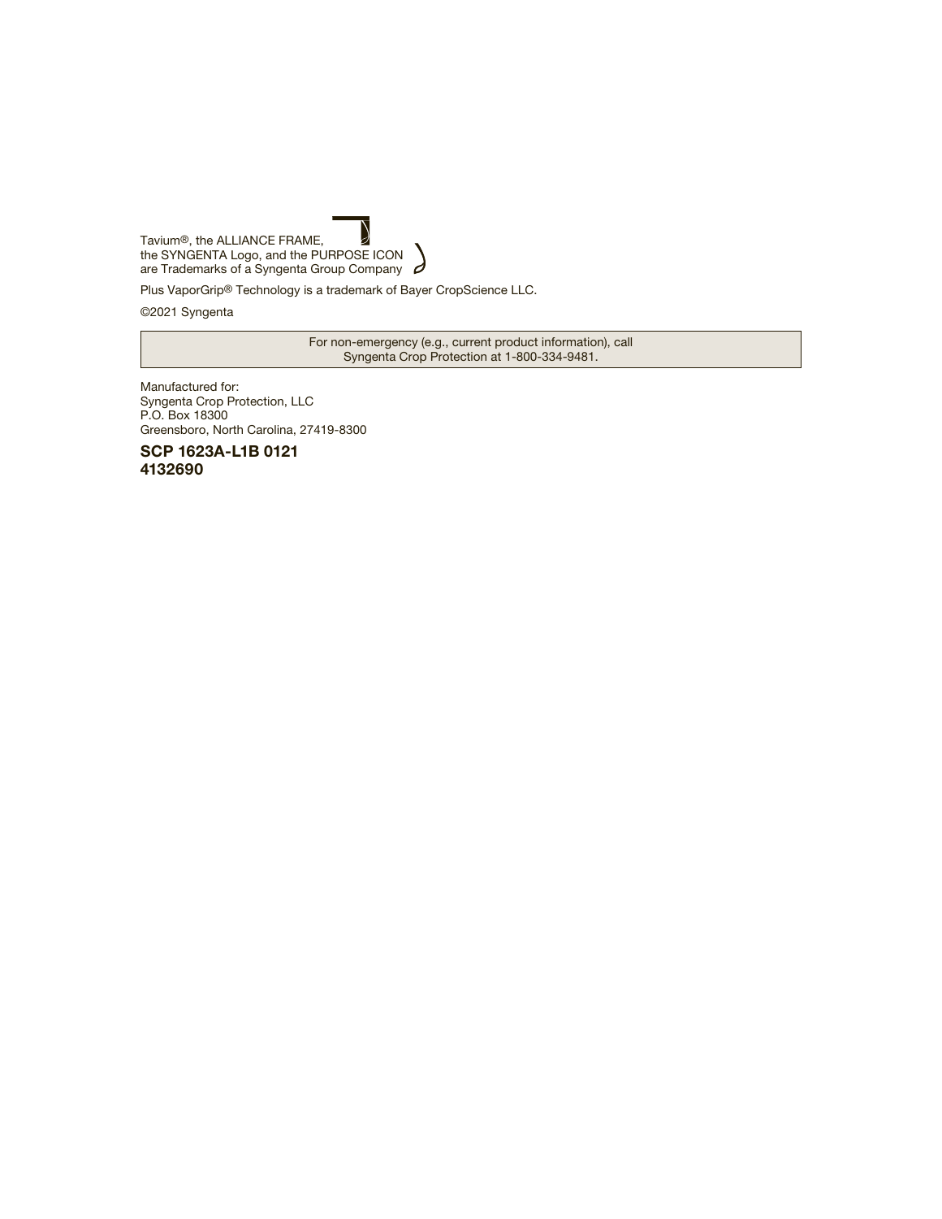Tavium®, the ALLIANCE FRAME,
the SYNGENTA Logo, and the PURPOSE ICON
are Trademarks of a Syngenta Group Company

Plus VaporGrip® Technology is a trademark of Bayer CropScience LLC.

©2021 Syngenta

| For non-emergency (e.g., current product information), call Syngenta Crop Protection at 1-800-334-9481. |
| --- |

Manufactured for:
Syngenta Crop Protection, LLC
P.O. Box 18300
Greensboro, North Carolina, 27419-8300

**SCP 1623A-L1B 0121**
**4132690**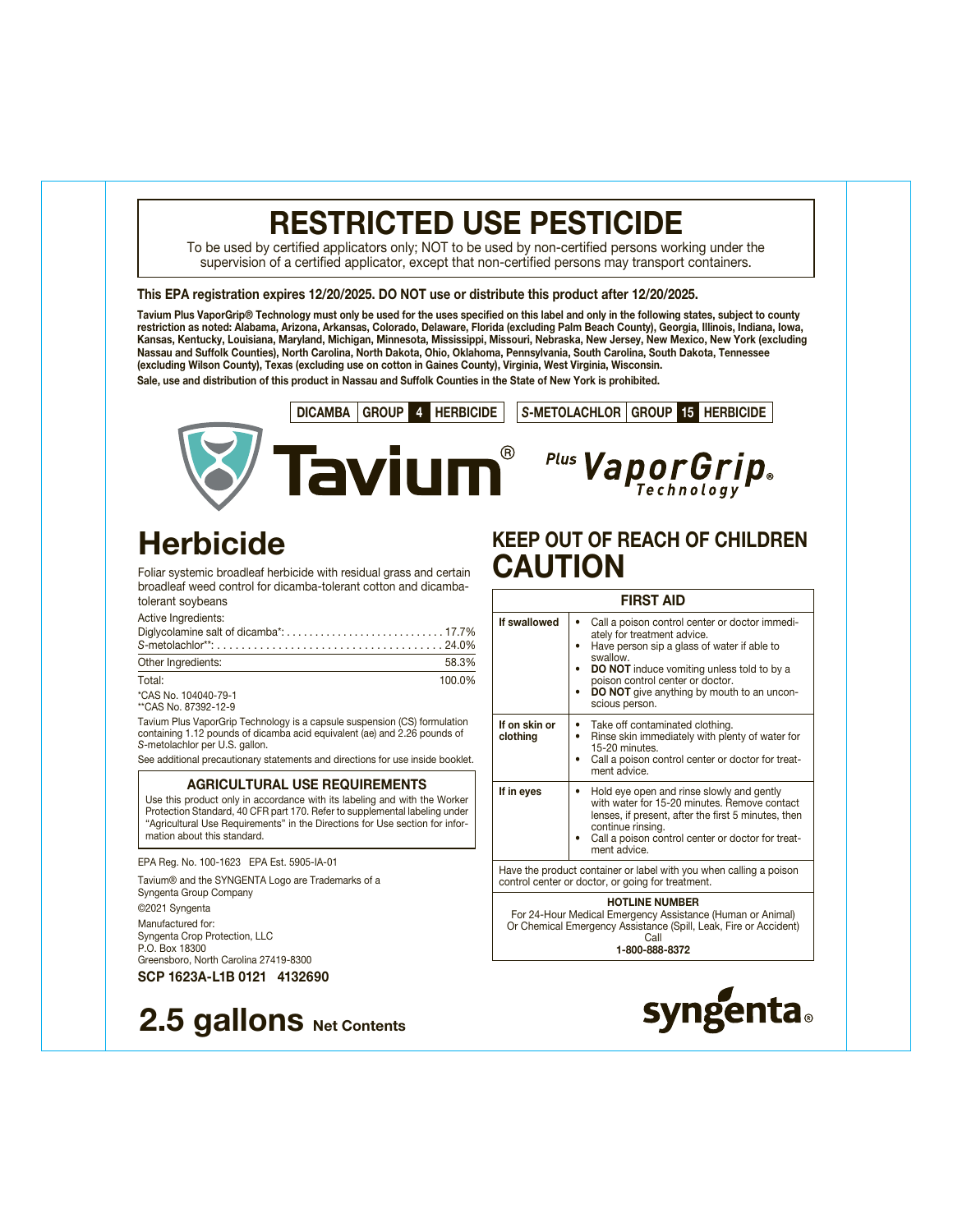# RESTRICTED USE PESTICIDE

To be used by certified applicators only; NOT to be used by non-certified persons working under the supervision of a certified applicator, except that non-certified persons may transport containers.

**This EPA registration expires 12/20/2025. DO NOT use or distribute this product after 12/20/2025.**

**Tavium Plus VaporGrip® Technology must only be used for the uses specified on this label and only in the following states, subject to county restriction as noted: Alabama, Arizona, Arkansas, Colorado, Delaware, Florida (excluding Palm Beach County), Georgia, Illinois, Indiana, Iowa, Kansas, Kentucky, Louisiana, Maryland, Michigan, Minnesota, Mississippi, Missouri, Nebraska, New Jersey, New Mexico, New York (excluding Nassau and Suffolk Counties), North Carolina, North Dakota, Ohio, Oklahoma, Pennsylvania, South Carolina, South Dakota, Tennessee (excluding Wilson County), Texas (excluding use on cotton in Gaines County), Virginia, West Virginia, Wisconsin.**

**Sale, use and distribution of this product in Nassau and Suffolk Counties in the State of New York is prohibited.**

**DICAMBA | GROUP 4 HERBICIDE** | ***S*-METOLACHLOR | GROUP 15 HERBICIDE**

# Tavium® Plus VaporGrip® Technology

# Herbicide

Foliar systemic broadleaf herbicide with residual grass and certain broadleaf weed control for dicamba-tolerant cotton and dicamba-tolerant soybeans

Active Ingredients:

| | |
|---|---|
| Diglycolamine salt of dicamba*: | 17.7% |
| *S*-metolachlor**: | 24.0% |
| Other Ingredients: | 58.3% |
| Total: | 100.0% |

*CAS No. 104040-79-1
**CAS No. 87392-12-9

Tavium Plus VaporGrip Technology is a capsule suspension (CS) formulation containing 1.12 pounds of dicamba acid equivalent (ae) and 2.26 pounds of *S*-metolachlor per U.S. gallon.

See additional precautionary statements and directions for use inside booklet.

## AGRICULTURAL USE REQUIREMENTS

Use this product only in accordance with its labeling and with the Worker Protection Standard, 40 CFR part 170. Refer to supplemental labeling under "Agricultural Use Requirements" in the Directions for Use section for information about this standard.

EPA Reg. No. 100-1623 EPA Est. 5905-IA-01

Tavium® and the SYNGENTA Logo are Trademarks of a Syngenta Group Company

©2021 Syngenta

Manufactured for:
Syngenta Crop Protection, LLC
P.O. Box 18300
Greensboro, North Carolina 27419-8300

**SCP 1623A-L1B 0121 4132690**

# 2.5 gallons Net Contents

## KEEP OUT OF REACH OF CHILDREN
# CAUTION

| FIRST AID | |
|---|---|
| **If swallowed** | • Call a poison control center or doctor immediately for treatment advice.<br>• Have person sip a glass of water if able to swallow.<br>• **DO NOT** induce vomiting unless told to by a poison control center or doctor.<br>• **DO NOT** give anything by mouth to an unconscious person. |
| **If on skin or clothing** | • Take off contaminated clothing.<br>• Rinse skin immediately with plenty of water for 15-20 minutes.<br>• Call a poison control center or doctor for treatment advice. |
| **If in eyes** | • Hold eye open and rinse slowly and gently with water for 15-20 minutes. Remove contact lenses, if present, after the first 5 minutes, then continue rinsing.<br>• Call a poison control center or doctor for treatment advice. |

Have the product container or label with you when calling a poison control center or doctor, or going for treatment.

**HOTLINE NUMBER**
For 24-Hour Medical Emergency Assistance (Human or Animal) Or Chemical Emergency Assistance (Spill, Leak, Fire or Accident) Call
**1-800-888-8372**

syngenta®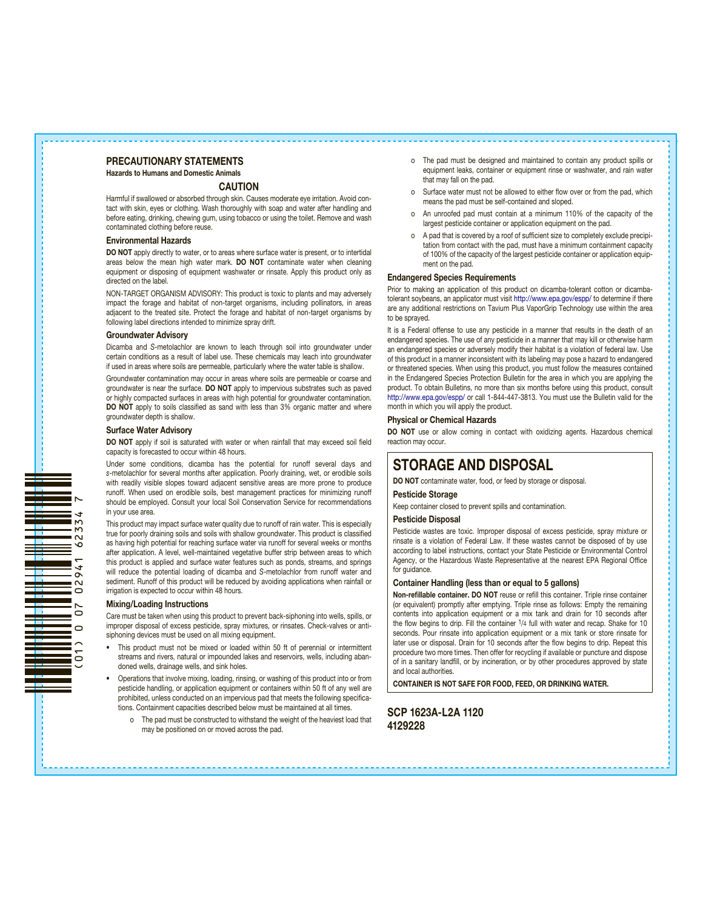## PRECAUTIONARY STATEMENTS

**Hazards to Humans and Domestic Animals**

### CAUTION

Harmful if swallowed or absorbed through skin. Causes moderate eye irritation. Avoid contact with skin, eyes or clothing. Wash thoroughly with soap and water after handling and before eating, drinking, chewing gum, using tobacco or using the toilet. Remove and wash contaminated clothing before reuse.

### Environmental Hazards

**DO NOT** apply directly to water, or to areas where surface water is present, or to intertidal areas below the mean high water mark. **DO NOT** contaminate water when cleaning equipment or disposing of equipment washwater or rinsate. Apply this product only as directed on the label.

NON-TARGET ORGANISM ADVISORY: This product is toxic to plants and may adversely impact the forage and habitat of non-target organisms, including pollinators, in areas adjacent to the treated site. Protect the forage and habitat of non-target organisms by following label directions intended to minimize spray drift.

### Groundwater Advisory

Dicamba and *S*-metolachlor are known to leach through soil into groundwater under certain conditions as a result of label use. These chemicals may leach into groundwater if used in areas where soils are permeable, particularly where the water table is shallow.

Groundwater contamination may occur in areas where soils are permeable or coarse and groundwater is near the surface. **DO NOT** apply to impervious substrates such as paved or highly compacted surfaces in areas with high potential for groundwater contamination. **DO NOT** apply to soils classified as sand with less than 3% organic matter and where groundwater depth is shallow.

### Surface Water Advisory

**DO NOT** apply if soil is saturated with water or when rainfall that may exceed soil field capacity is forecasted to occur within 48 hours.

Under some conditions, dicamba has the potential for runoff several days and *s*-metolachlor for several months after application. Poorly draining, wet, or erodible soils with readily visible slopes toward adjacent sensitive areas are more prone to produce runoff. When used on erodible soils, best management practices for minimizing runoff should be employed. Consult your local Soil Conservation Service for recommendations in your use area.

This product may impact surface water quality due to runoff of rain water. This is especially true for poorly draining soils and soils with shallow groundwater. This product is classified as having high potential for reaching surface water via runoff for several weeks or months after application. A level, well-maintained vegetative buffer strip between areas to which this product is applied and surface water features such as ponds, streams, and springs will reduce the potential loading of dicamba and *S*-metolachlor from runoff water and sediment. Runoff of this product will be reduced by avoiding applications when rainfall or irrigation is expected to occur within 48 hours.

### Mixing/Loading Instructions

Care must be taken when using this product to prevent back-siphoning into wells, spills, or improper disposal of excess pesticide, spray mixtures, or rinsates. Check-valves or anti-siphoning devices must be used on all mixing equipment.

- This product must not be mixed or loaded within 50 ft of perennial or intermittent streams and rivers, natural or impounded lakes and reservoirs, wells, including abandoned wells, drainage wells, and sink holes.
- Operations that involve mixing, loading, rinsing, or washing of this product into or from pesticide handling, or application equipment or containers within 50 ft of any well are prohibited, unless conducted on an impervious pad that meets the following specifications. Containment capacities described below must be maintained at all times.
  - o The pad must be constructed to withstand the weight of the heaviest load that may be positioned on or moved across the pad.
  - o The pad must be designed and maintained to contain any product spills or equipment leaks, container or equipment rinse or washwater, and rain water that may fall on the pad.
  - o Surface water must not be allowed to either flow over or from the pad, which means the pad must be self-contained and sloped.
  - o An unroofed pad must contain at a minimum 110% of the capacity of the largest pesticide container or application equipment on the pad.
  - o A pad that is covered by a roof of sufficient size to completely exclude precipitation from contact with the pad, must have a minimum containment capacity of 100% of the capacity of the largest pesticide container or application equipment on the pad.

### Endangered Species Requirements

Prior to making an application of this product on dicamba-tolerant cotton or dicamba-tolerant soybeans, an applicator must visit http://www.epa.gov/espp/ to determine if there are any additional restrictions on Tavium Plus VaporGrip Technology use within the area to be sprayed.

It is a Federal offense to use any pesticide in a manner that results in the death of an endangered species. The use of any pesticide in a manner that may kill or otherwise harm an endangered species or adversely modify their habitat is a violation of federal law. Use of this product in a manner inconsistent with its labeling may pose a hazard to endangered or threatened species. When using this product, you must follow the measures contained in the Endangered Species Protection Bulletin for the area in which you are applying the product. To obtain Bulletins, no more than six months before using this product, consult http://www.epa.gov/espp/ or call 1-844-447-3813. You must use the Bulletin valid for the month in which you will apply the product.

### Physical or Chemical Hazards

**DO NOT** use or allow coming in contact with oxidizing agents. Hazardous chemical reaction may occur.

## STORAGE AND DISPOSAL

**DO NOT** contaminate water, food, or feed by storage or disposal.

### Pesticide Storage

Keep container closed to prevent spills and contamination.

### Pesticide Disposal

Pesticide wastes are toxic. Improper disposal of excess pesticide, spray mixture or rinsate is a violation of Federal Law. If these wastes cannot be disposed of by use according to label instructions, contact your State Pesticide or Environmental Control Agency, or the Hazardous Waste Representative at the nearest EPA Regional Office for guidance.

### Container Handling (less than or equal to 5 gallons)

**Non-refillable container. DO NOT** reuse or refill this container. Triple rinse container (or equivalent) promptly after emptying. Triple rinse as follows: Empty the remaining contents into application equipment or a mix tank and drain for 10 seconds after the flow begins to drip. Fill the container 1/4 full with water and recap. Shake for 10 seconds. Pour rinsate into application equipment or a mix tank or store rinsate for later use or disposal. Drain for 10 seconds after the flow begins to drip. Repeat this procedure two more times. Then offer for recycling if available or puncture and dispose of in a sanitary landfill, or by incineration, or by other procedures approved by state and local authorities.

**CONTAINER IS NOT SAFE FOR FOOD, FEED, OR DRINKING WATER.**

**SCP 1623A-L2A 1120**
**4129228**

(01) 0 07 02941 62334 7